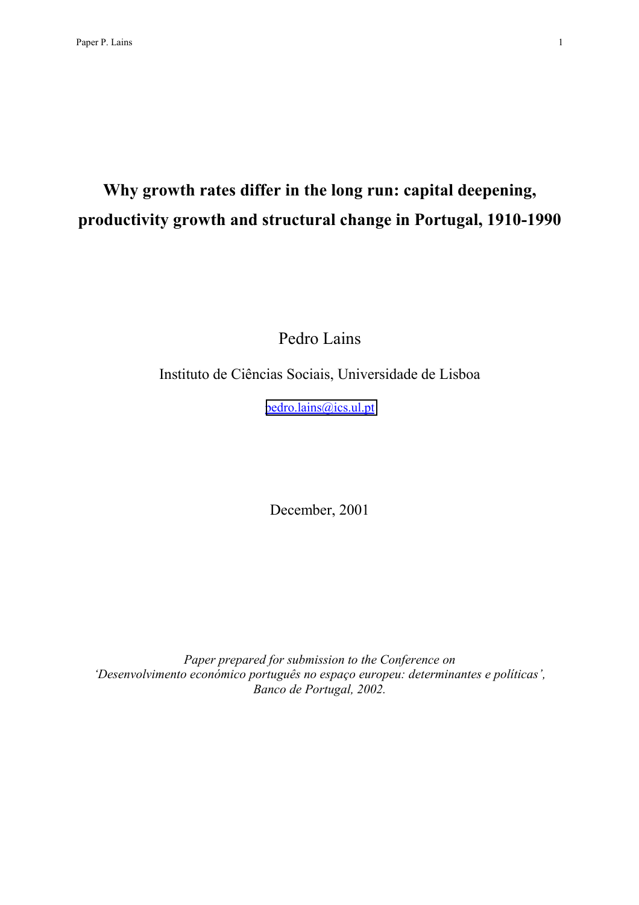# Why growth rates differ in the long run: capital deepening, productivity growth and structural change in Portugal, 1910-1990

Pedro Lains

Instituto de Ciências Sociais, Universidade de Lisboa

pedro.lains@ics.ul.pt

December, 2001

*Paper prepared for submission to the Conference on 'Desenvolvimento económico português no espaço europeu: determinantes e políticas', Banco de Portugal, 2002.*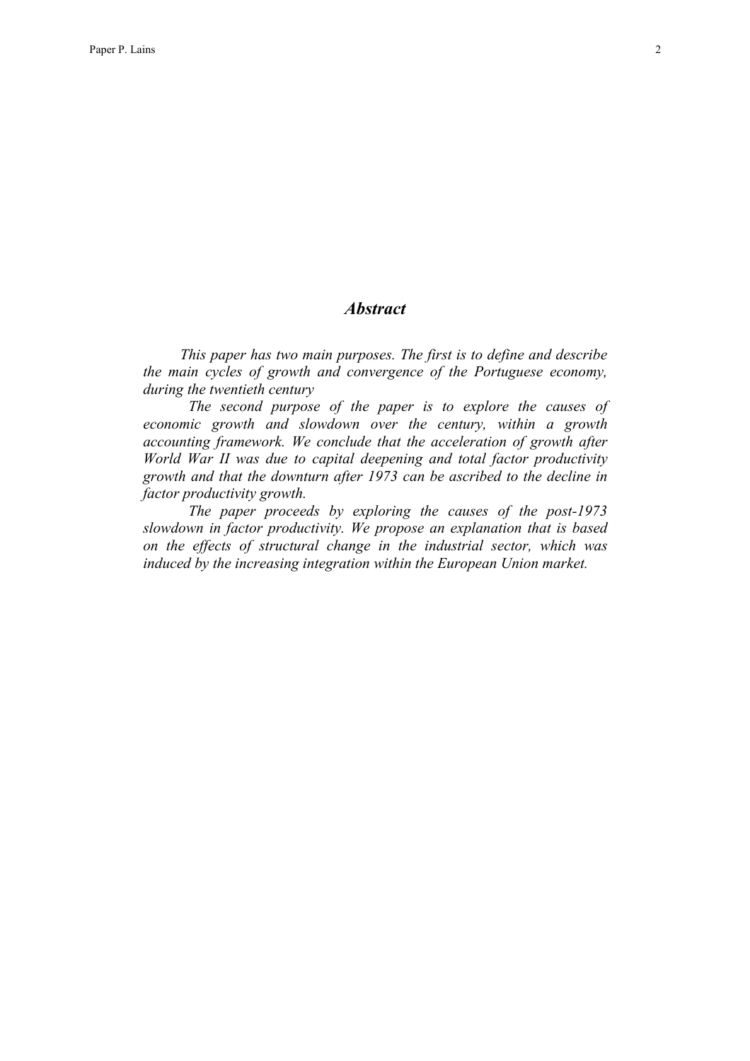## *Abstract*

*This paper has two main purposes. The first is to define and describe the main cycles of growth and convergence of the Portuguese economy, during the twentieth century*

*The second purpose of the paper is to explore the causes of economic growth and slowdown over the century, within a growth accounting framework. We conclude that the acceleration of growth after World War II was due to capital deepening and total factor productivity growth and that the downturn after 1973 can be ascribed to the decline in factor productivity growth.*

*The paper proceeds by exploring the causes of the post-1973 slowdown in factor productivity. We propose an explanation that is based on the effects of structural change in the industrial sector, which was induced by the increasing integration within the European Union market.*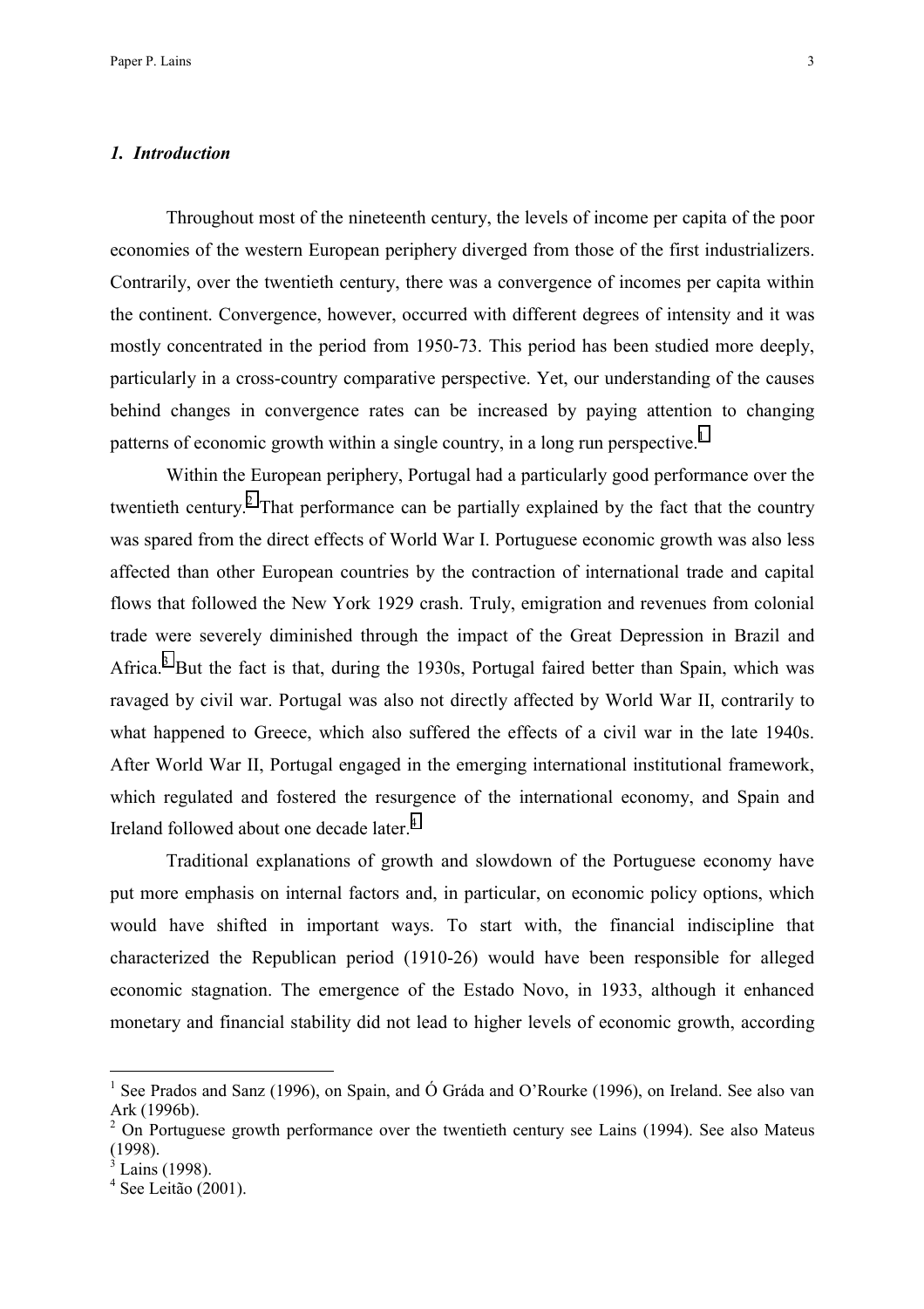## *1. Introduction*

Throughout most of the nineteenth century, the levels of income per capita of the poor economies of the western European periphery diverged from those of the first industrializers. Contrarily, over the twentieth century, there was a convergence of incomes per capita within the continent. Convergence, however, occurred with different degrees of intensity and it was mostly concentrated in the period from 1950-73. This period has been studied more deeply, particularly in a cross-country comparative perspective. Yet, our understanding of the causes behind changes in convergence rates can be increased by paying attention to changing patterns of economic growth within a single country, in a long run perspective.[1]

Within the European periphery, Portugal had a particularly good performance over the twentieth century.[2] That performance can be partially explained by the fact that the country was spared from the direct effects of World War I. Portuguese economic growth was also less affected than other European countries by the contraction of international trade and capital flows that followed the New York 1929 crash. Truly, emigration and revenues from colonial trade were severely diminished through the impact of the Great Depression in Brazil and Africa.[3] But the fact is that, during the 1930s, Portugal faired better than Spain, which was ravaged by civil war. Portugal was also not directly affected by World War II, contrarily to what happened to Greece, which also suffered the effects of a civil war in the late 1940s. After World War II, Portugal engaged in the emerging international institutional framework, which regulated and fostered the resurgence of the international economy, and Spain and Ireland followed about one decade later.[4]

Traditional explanations of growth and slowdown of the Portuguese economy have put more emphasis on internal factors and, in particular, on economic policy options, which would have shifted in important ways. To start with, the financial indiscipline that characterized the Republican period (1910-26) would have been responsible for alleged economic stagnation. The emergence of the Estado Novo, in 1933, although it enhanced monetary and financial stability did not lead to higher levels of economic growth, according

---

[1] See Prados and Sanz (1996), on Spain, and Ó Gráda and O'Rourke (1996), on Ireland. See also van Ark (1996b).

[2] On Portuguese growth performance over the twentieth century see Lains (1994). See also Mateus (1998).

[3] Lains (1998).

[4] See Leitão (2001).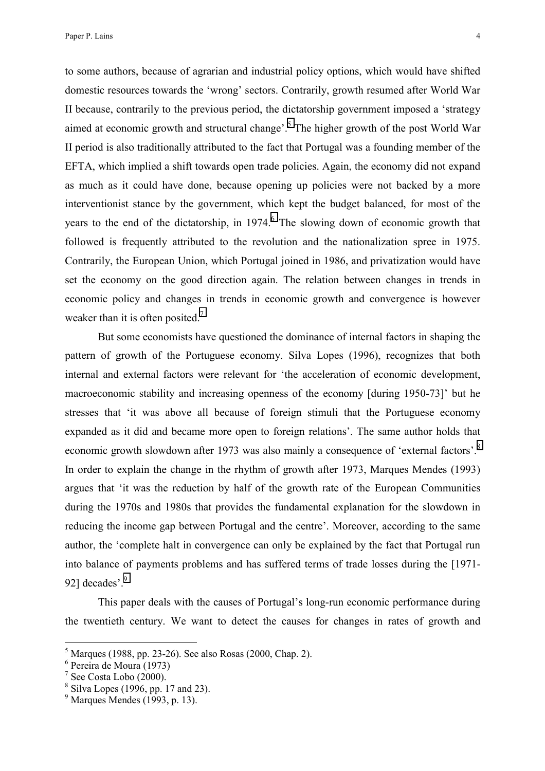to some authors, because of agrarian and industrial policy options, which would have shifted domestic resources towards the 'wrong' sectors. Contrarily, growth resumed after World War II because, contrarily to the previous period, the dictatorship government imposed a 'strategy aimed at economic growth and structural change'.[5] The higher growth of the post World War II period is also traditionally attributed to the fact that Portugal was a founding member of the EFTA, which implied a shift towards open trade policies. Again, the economy did not expand as much as it could have done, because opening up policies were not backed by a more interventionist stance by the government, which kept the budget balanced, for most of the years to the end of the dictatorship, in 1974.[6] The slowing down of economic growth that followed is frequently attributed to the revolution and the nationalization spree in 1975. Contrarily, the European Union, which Portugal joined in 1986, and privatization would have set the economy on the good direction again. The relation between changes in trends in economic policy and changes in trends in economic growth and convergence is however weaker than it is often posited.[7]

But some economists have questioned the dominance of internal factors in shaping the pattern of growth of the Portuguese economy. Silva Lopes (1996), recognizes that both internal and external factors were relevant for 'the acceleration of economic development, macroeconomic stability and increasing openness of the economy [during 1950-73]' but he stresses that 'it was above all because of foreign stimuli that the Portuguese economy expanded as it did and became more open to foreign relations'. The same author holds that economic growth slowdown after 1973 was also mainly a consequence of 'external factors'.[8] In order to explain the change in the rhythm of growth after 1973, Marques Mendes (1993) argues that 'it was the reduction by half of the growth rate of the European Communities during the 1970s and 1980s that provides the fundamental explanation for the slowdown in reducing the income gap between Portugal and the centre'. Moreover, according to the same author, the 'complete halt in convergence can only be explained by the fact that Portugal run into balance of payments problems and has suffered terms of trade losses during the [1971-92] decades'.[9]

This paper deals with the causes of Portugal's long-run economic performance during the twentieth century. We want to detect the causes for changes in rates of growth and

---

[5] Marques (1988, pp. 23-26). See also Rosas (2000, Chap. 2).

[6] Pereira de Moura (1973)

[7] See Costa Lobo (2000).

[8] Silva Lopes (1996, pp. 17 and 23).

[9] Marques Mendes (1993, p. 13).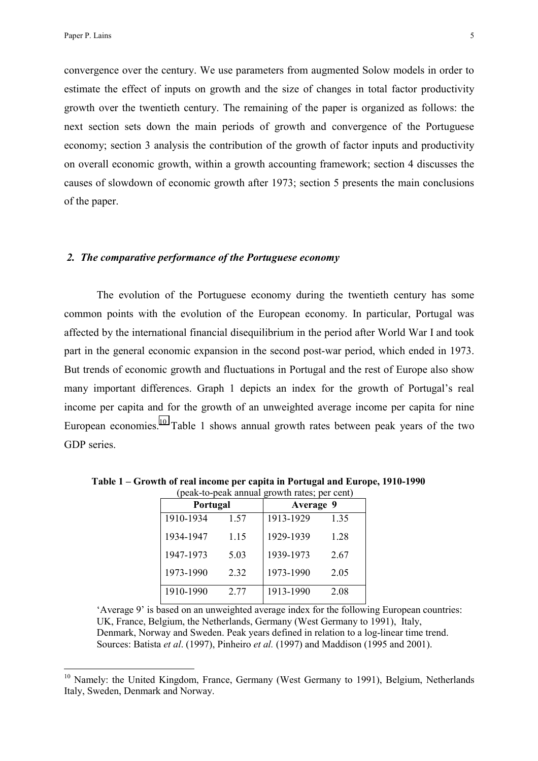convergence over the century. We use parameters from augmented Solow models in order to estimate the effect of inputs on growth and the size of changes in total factor productivity growth over the twentieth century. The remaining of the paper is organized as follows: the next section sets down the main periods of growth and convergence of the Portuguese economy; section 3 analysis the contribution of the growth of factor inputs and productivity on overall economic growth, within a growth accounting framework; section 4 discusses the causes of slowdown of economic growth after 1973; section 5 presents the main conclusions of the paper.

## *2. The comparative performance of the Portuguese economy*

The evolution of the Portuguese economy during the twentieth century has some common points with the evolution of the European economy. In particular, Portugal was affected by the international financial disequilibrium in the period after World War I and took part in the general economic expansion in the second post-war period, which ended in 1973. But trends of economic growth and fluctuations in Portugal and the rest of Europe also show many important differences. Graph 1 depicts an index for the growth of Portugal's real income per capita and for the growth of an unweighted average income per capita for nine European economies.[10] Table 1 shows annual growth rates between peak years of the two GDP series.

**Table 1 – Growth of real income per capita in Portugal and Europe, 1910-1990**
(peak-to-peak annual growth rates; per cent)

| Portugal | | Average 9 | |
|---|---|---|---|
| 1910-1934 | 1.57 | 1913-1929 | 1.35 |
| 1934-1947 | 1.15 | 1929-1939 | 1.28 |
| 1947-1973 | 5.03 | 1939-1973 | 2.67 |
| 1973-1990 | 2.32 | 1973-1990 | 2.05 |
| 1910-1990 | 2.77 | 1913-1990 | 2.08 |

'Average 9' is based on an unweighted average index for the following European countries: UK, France, Belgium, the Netherlands, Germany (West Germany to 1991), Italy, Denmark, Norway and Sweden. Peak years defined in relation to a log-linear time trend. Sources: Batista *et al*. (1997), Pinheiro *et al.* (1997) and Maddison (1995 and 2001).

[10] Namely: the United Kingdom, France, Germany (West Germany to 1991), Belgium, Netherlands Italy, Sweden, Denmark and Norway.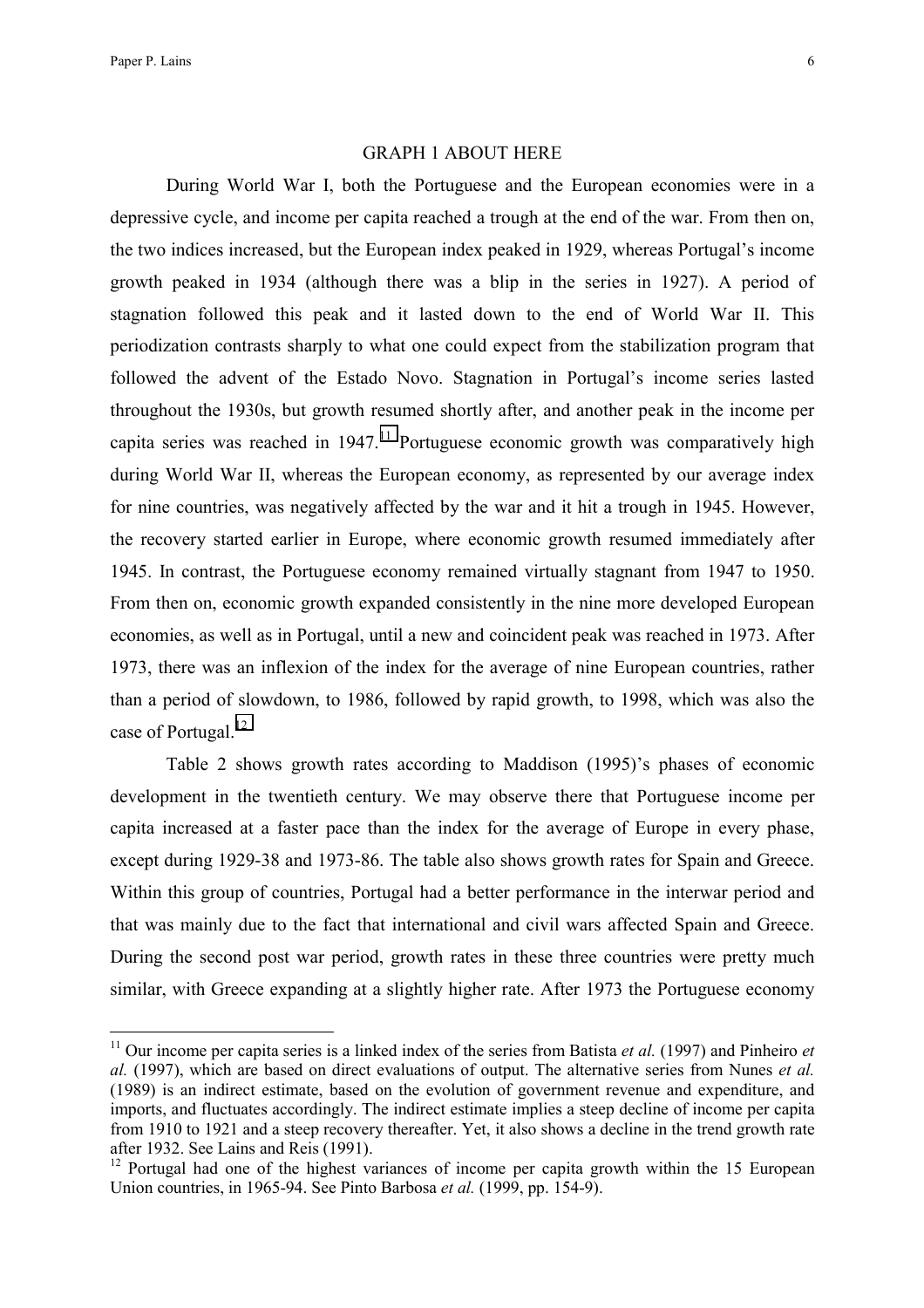GRAPH 1 ABOUT HERE

During World War I, both the Portuguese and the European economies were in a depressive cycle, and income per capita reached a trough at the end of the war. From then on, the two indices increased, but the European index peaked in 1929, whereas Portugal's income growth peaked in 1934 (although there was a blip in the series in 1927). A period of stagnation followed this peak and it lasted down to the end of World War II. This periodization contrasts sharply to what one could expect from the stabilization program that followed the advent of the Estado Novo. Stagnation in Portugal's income series lasted throughout the 1930s, but growth resumed shortly after, and another peak in the income per capita series was reached in 1947.[11] Portuguese economic growth was comparatively high during World War II, whereas the European economy, as represented by our average index for nine countries, was negatively affected by the war and it hit a trough in 1945. However, the recovery started earlier in Europe, where economic growth resumed immediately after 1945. In contrast, the Portuguese economy remained virtually stagnant from 1947 to 1950. From then on, economic growth expanded consistently in the nine more developed European economies, as well as in Portugal, until a new and coincident peak was reached in 1973. After 1973, there was an inflexion of the index for the average of nine European countries, rather than a period of slowdown, to 1986, followed by rapid growth, to 1998, which was also the case of Portugal.[12]

Table 2 shows growth rates according to Maddison (1995)'s phases of economic development in the twentieth century. We may observe there that Portuguese income per capita increased at a faster pace than the index for the average of Europe in every phase, except during 1929-38 and 1973-86. The table also shows growth rates for Spain and Greece. Within this group of countries, Portugal had a better performance in the interwar period and that was mainly due to the fact that international and civil wars affected Spain and Greece. During the second post war period, growth rates in these three countries were pretty much similar, with Greece expanding at a slightly higher rate. After 1973 the Portuguese economy

---

[11] Our income per capita series is a linked index of the series from Batista *et al.* (1997) and Pinheiro *et al.* (1997), which are based on direct evaluations of output. The alternative series from Nunes *et al.* (1989) is an indirect estimate, based on the evolution of government revenue and expenditure, and imports, and fluctuates accordingly. The indirect estimate implies a steep decline of income per capita from 1910 to 1921 and a steep recovery thereafter. Yet, it also shows a decline in the trend growth rate after 1932. See Lains and Reis (1991).

[12] Portugal had one of the highest variances of income per capita growth within the 15 European Union countries, in 1965-94. See Pinto Barbosa *et al.* (1999, pp. 154-9).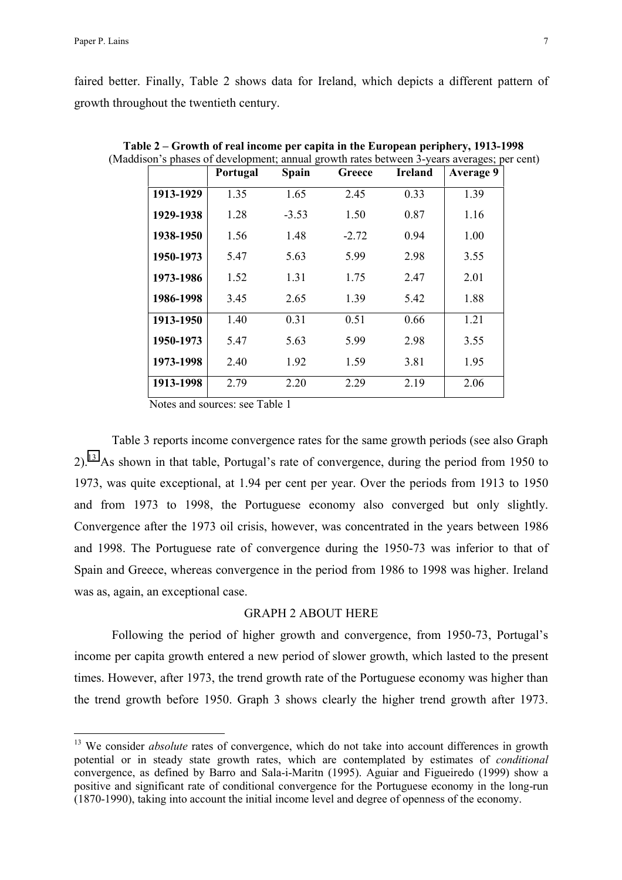faired better. Finally, Table 2 shows data for Ireland, which depicts a different pattern of growth throughout the twentieth century.

**Table 2 – Growth of real income per capita in the European periphery, 1913-1998**
(Maddison's phases of development; annual growth rates between 3-years averages; per cent)

| | Portugal | Spain | Greece | Ireland | Average 9 |
|---|---|---|---|---|---|
| **1913-1929** | 1.35 | 1.65 | 2.45 | 0.33 | 1.39 |
| **1929-1938** | 1.28 | -3.53 | 1.50 | 0.87 | 1.16 |
| **1938-1950** | 1.56 | 1.48 | -2.72 | 0.94 | 1.00 |
| **1950-1973** | 5.47 | 5.63 | 5.99 | 2.98 | 3.55 |
| **1973-1986** | 1.52 | 1.31 | 1.75 | 2.47 | 2.01 |
| **1986-1998** | 3.45 | 2.65 | 1.39 | 5.42 | 1.88 |
| **1913-1950** | 1.40 | 0.31 | 0.51 | 0.66 | 1.21 |
| **1950-1973** | 5.47 | 5.63 | 5.99 | 2.98 | 3.55 |
| **1973-1998** | 2.40 | 1.92 | 1.59 | 3.81 | 1.95 |
| **1913-1998** | 2.79 | 2.20 | 2.29 | 2.19 | 2.06 |

Notes and sources: see Table 1

Table 3 reports income convergence rates for the same growth periods (see also Graph 2).[13] As shown in that table, Portugal's rate of convergence, during the period from 1950 to 1973, was quite exceptional, at 1.94 per cent per year. Over the periods from 1913 to 1950 and from 1973 to 1998, the Portuguese economy also converged but only slightly. Convergence after the 1973 oil crisis, however, was concentrated in the years between 1986 and 1998. The Portuguese rate of convergence during the 1950-73 was inferior to that of Spain and Greece, whereas convergence in the period from 1986 to 1998 was higher. Ireland was as, again, an exceptional case.

GRAPH 2 ABOUT HERE

Following the period of higher growth and convergence, from 1950-73, Portugal's income per capita growth entered a new period of slower growth, which lasted to the present times. However, after 1973, the trend growth rate of the Portuguese economy was higher than the trend growth before 1950. Graph 3 shows clearly the higher trend growth after 1973.

[13] We consider *absolute* rates of convergence, which do not take into account differences in growth potential or in steady state growth rates, which are contemplated by estimates of *conditional* convergence, as defined by Barro and Sala-i-Maritn (1995). Aguiar and Figueiredo (1999) show a positive and significant rate of conditional convergence for the Portuguese economy in the long-run (1870-1990), taking into account the initial income level and degree of openness of the economy.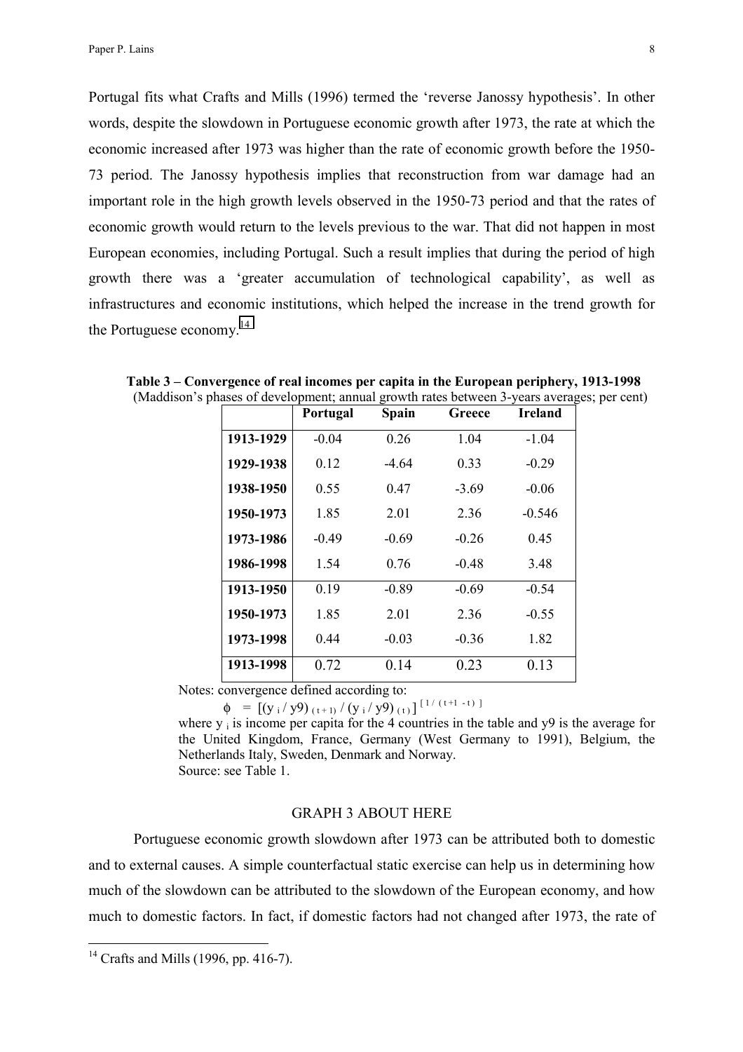Portugal fits what Crafts and Mills (1996) termed the 'reverse Janossy hypothesis'. In other words, despite the slowdown in Portuguese economic growth after 1973, the rate at which the economic increased after 1973 was higher than the rate of economic growth before the 1950-73 period. The Janossy hypothesis implies that reconstruction from war damage had an important role in the high growth levels observed in the 1950-73 period and that the rates of economic growth would return to the levels previous to the war. That did not happen in most European economies, including Portugal. Such a result implies that during the period of high growth there was a 'greater accumulation of technological capability', as well as infrastructures and economic institutions, which helped the increase in the trend growth for the Portuguese economy.[14]

**Table 3 – Convergence of real incomes per capita in the European periphery, 1913-1998**
(Maddison's phases of development; annual growth rates between 3-years averages; per cent)

| | Portugal | Spain | Greece | Ireland |
|---|---|---|---|---|
| **1913-1929** | -0.04 | 0.26 | 1.04 | -1.04 |
| **1929-1938** | 0.12 | -4.64 | 0.33 | -0.29 |
| **1938-1950** | 0.55 | 0.47 | -3.69 | -0.06 |
| **1950-1973** | 1.85 | 2.01 | 2.36 | -0.546 |
| **1973-1986** | -0.49 | -0.69 | -0.26 | 0.45 |
| **1986-1998** | 1.54 | 0.76 | -0.48 | 3.48 |
| **1913-1950** | 0.19 | -0.89 | -0.69 | -0.54 |
| **1950-1973** | 1.85 | 2.01 | 2.36 | -0.55 |
| **1973-1998** | 0.44 | -0.03 | -0.36 | 1.82 |
| **1913-1998** | 0.72 | 0.14 | 0.23 | 0.13 |

Notes: convergence defined according to:

$$\phi = [(y_i / y9)_{(t+1)} / (y_i / y9)_{(t)}]^{[1/(t+1-t)]}$$

where $y_i$ is income per capita for the 4 countries in the table and y9 is the average for the United Kingdom, France, Germany (West Germany to 1991), Belgium, the Netherlands Italy, Sweden, Denmark and Norway.
Source: see Table 1.

GRAPH 3 ABOUT HERE

Portuguese economic growth slowdown after 1973 can be attributed both to domestic and to external causes. A simple counterfactual static exercise can help us in determining how much of the slowdown can be attributed to the slowdown of the European economy, and how much to domestic factors. In fact, if domestic factors had not changed after 1973, the rate of

[14] Crafts and Mills (1996, pp. 416-7).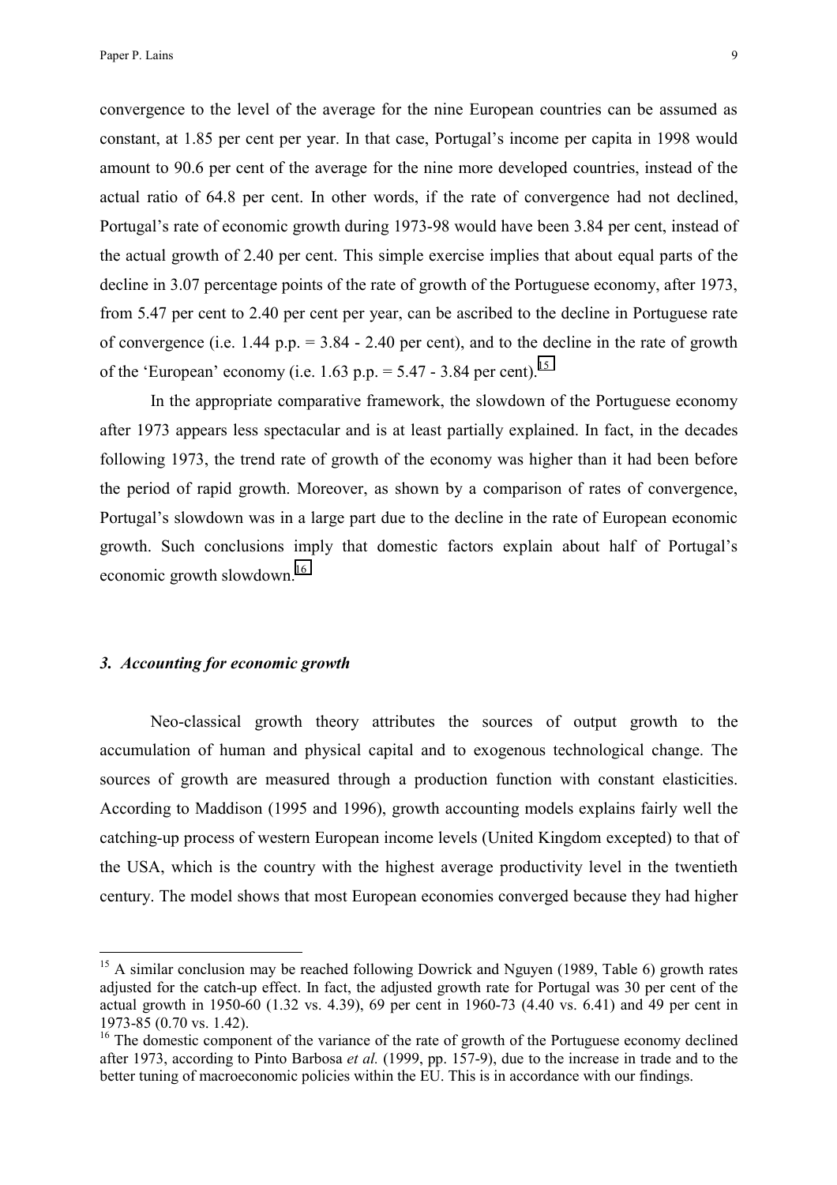convergence to the level of the average for the nine European countries can be assumed as constant, at 1.85 per cent per year. In that case, Portugal's income per capita in 1998 would amount to 90.6 per cent of the average for the nine more developed countries, instead of the actual ratio of 64.8 per cent. In other words, if the rate of convergence had not declined, Portugal's rate of economic growth during 1973-98 would have been 3.84 per cent, instead of the actual growth of 2.40 per cent. This simple exercise implies that about equal parts of the decline in 3.07 percentage points of the rate of growth of the Portuguese economy, after 1973, from 5.47 per cent to 2.40 per cent per year, can be ascribed to the decline in Portuguese rate of convergence (i.e. 1.44 p.p. = 3.84 - 2.40 per cent), and to the decline in the rate of growth of the 'European' economy (i.e. 1.63 p.p. = 5.47 - 3.84 per cent).[15]

In the appropriate comparative framework, the slowdown of the Portuguese economy after 1973 appears less spectacular and is at least partially explained. In fact, in the decades following 1973, the trend rate of growth of the economy was higher than it had been before the period of rapid growth. Moreover, as shown by a comparison of rates of convergence, Portugal's slowdown was in a large part due to the decline in the rate of European economic growth. Such conclusions imply that domestic factors explain about half of Portugal's economic growth slowdown.[16]

### *3. Accounting for economic growth*

Neo-classical growth theory attributes the sources of output growth to the accumulation of human and physical capital and to exogenous technological change. The sources of growth are measured through a production function with constant elasticities. According to Maddison (1995 and 1996), growth accounting models explains fairly well the catching-up process of western European income levels (United Kingdom excepted) to that of the USA, which is the country with the highest average productivity level in the twentieth century. The model shows that most European economies converged because they had higher

---

[15] A similar conclusion may be reached following Dowrick and Nguyen (1989, Table 6) growth rates adjusted for the catch-up effect. In fact, the adjusted growth rate for Portugal was 30 per cent of the actual growth in 1950-60 (1.32 vs. 4.39), 69 per cent in 1960-73 (4.40 vs. 6.41) and 49 per cent in 1973-85 (0.70 vs. 1.42).

[16] The domestic component of the variance of the rate of growth of the Portuguese economy declined after 1973, according to Pinto Barbosa *et al.* (1999, pp. 157-9), due to the increase in trade and to the better tuning of macroeconomic policies within the EU. This is in accordance with our findings.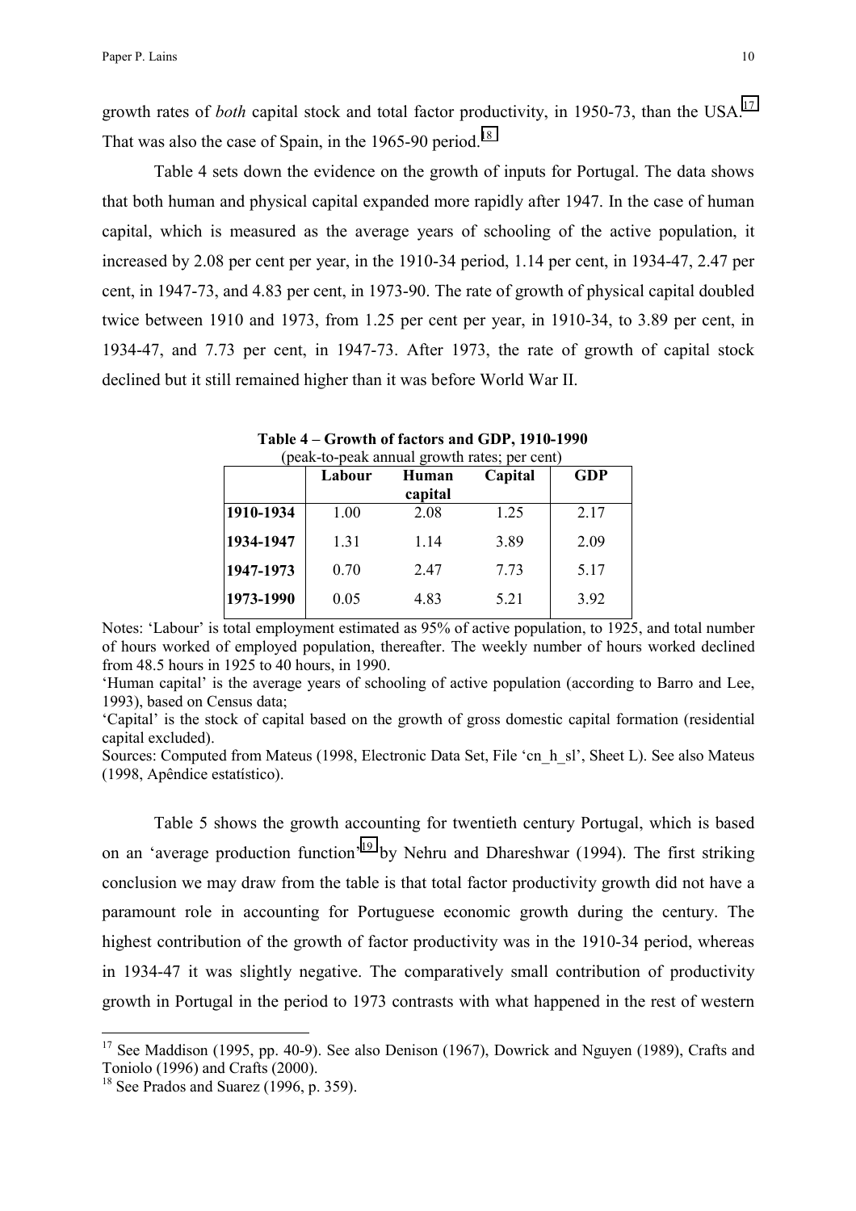growth rates of *both* capital stock and total factor productivity, in 1950-73, than the USA.[17] That was also the case of Spain, in the 1965-90 period.[18]

Table 4 sets down the evidence on the growth of inputs for Portugal. The data shows that both human and physical capital expanded more rapidly after 1947. In the case of human capital, which is measured as the average years of schooling of the active population, it increased by 2.08 per cent per year, in the 1910-34 period, 1.14 per cent, in 1934-47, 2.47 per cent, in 1947-73, and 4.83 per cent, in 1973-90. The rate of growth of physical capital doubled twice between 1910 and 1973, from 1.25 per cent per year, in 1910-34, to 3.89 per cent, in 1934-47, and 7.73 per cent, in 1947-73. After 1973, the rate of growth of capital stock declined but it still remained higher than it was before World War II.

**Table 4 – Growth of factors and GDP, 1910-1990**
(peak-to-peak annual growth rates; per cent)

| | Labour | Human capital | Capital | GDP |
|---|---|---|---|---|
| **1910-1934** | 1.00 | 2.08 | 1.25 | 2.17 |
| **1934-1947** | 1.31 | 1.14 | 3.89 | 2.09 |
| **1947-1973** | 0.70 | 2.47 | 7.73 | 5.17 |
| **1973-1990** | 0.05 | 4.83 | 5.21 | 3.92 |

Notes: 'Labour' is total employment estimated as 95% of active population, to 1925, and total number of hours worked of employed population, thereafter. The weekly number of hours worked declined from 48.5 hours in 1925 to 40 hours, in 1990.
'Human capital' is the average years of schooling of active population (according to Barro and Lee, 1993), based on Census data;
'Capital' is the stock of capital based on the growth of gross domestic capital formation (residential capital excluded).
Sources: Computed from Mateus (1998, Electronic Data Set, File 'cn_h_sl', Sheet L). See also Mateus (1998, Apêndice estatístico).

Table 5 shows the growth accounting for twentieth century Portugal, which is based on an 'average production function'[19] by Nehru and Dhareshwar (1994). The first striking conclusion we may draw from the table is that total factor productivity growth did not have a paramount role in accounting for Portuguese economic growth during the century. The highest contribution of the growth of factor productivity was in the 1910-34 period, whereas in 1934-47 it was slightly negative. The comparatively small contribution of productivity growth in Portugal in the period to 1973 contrasts with what happened in the rest of western

[17] See Maddison (1995, pp. 40-9). See also Denison (1967), Dowrick and Nguyen (1989), Crafts and Toniolo (1996) and Crafts (2000).
[18] See Prados and Suarez (1996, p. 359).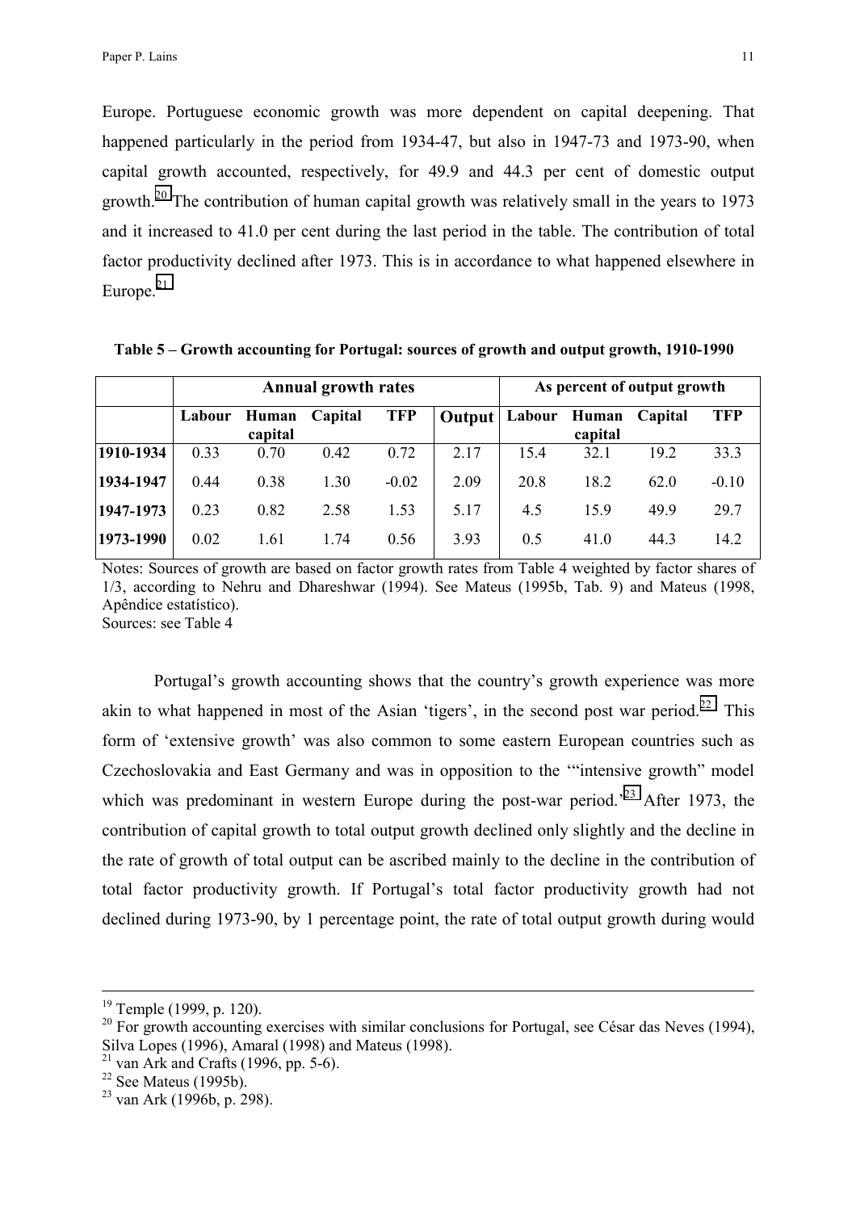Europe. Portuguese economic growth was more dependent on capital deepening. That happened particularly in the period from 1934-47, but also in 1947-73 and 1973-90, when capital growth accounted, respectively, for 49.9 and 44.3 per cent of domestic output growth.[20] The contribution of human capital growth was relatively small in the years to 1973 and it increased to 41.0 per cent during the last period in the table. The contribution of total factor productivity declined after 1973. This is in accordance to what happened elsewhere in Europe.[21]

**Table 5 – Growth accounting for Portugal: sources of growth and output growth, 1910-1990**

| | Annual growth rates | | | | | As percent of output growth | | | |
|---|---|---|---|---|---|---|---|---|---|
| | **Labour** | **Human capital** | **Capital** | **TFP** | **Output** | **Labour** | **Human capital** | **Capital** | **TFP** |
| **1910-1934** | 0.33 | 0.70 | 0.42 | 0.72 | 2.17 | 15.4 | 32.1 | 19.2 | 33.3 |
| **1934-1947** | 0.44 | 0.38 | 1.30 | -0.02 | 2.09 | 20.8 | 18.2 | 62.0 | -0.10 |
| **1947-1973** | 0.23 | 0.82 | 2.58 | 1.53 | 5.17 | 4.5 | 15.9 | 49.9 | 29.7 |
| **1973-1990** | 0.02 | 1.61 | 1.74 | 0.56 | 3.93 | 0.5 | 41.0 | 44.3 | 14.2 |

Notes: Sources of growth are based on factor growth rates from Table 4 weighted by factor shares of 1/3, according to Nehru and Dhareshwar (1994). See Mateus (1995b, Tab. 9) and Mateus (1998, Apêndice estatístico).
Sources: see Table 4

Portugal's growth accounting shows that the country's growth experience was more akin to what happened in most of the Asian 'tigers', in the second post war period.[22] This form of 'extensive growth' was also common to some eastern European countries such as Czechoslovakia and East Germany and was in opposition to the '"intensive growth" model which was predominant in western Europe during the post-war period.'[23] After 1973, the contribution of capital growth to total output growth declined only slightly and the decline in the rate of growth of total output can be ascribed mainly to the decline in the contribution of total factor productivity growth. If Portugal's total factor productivity growth had not declined during 1973-90, by 1 percentage point, the rate of total output growth during would

---

[19] Temple (1999, p. 120).

[20] For growth accounting exercises with similar conclusions for Portugal, see César das Neves (1994), Silva Lopes (1996), Amaral (1998) and Mateus (1998).

[21] van Ark and Crafts (1996, pp. 5-6).

[22] See Mateus (1995b).

[23] van Ark (1996b, p. 298).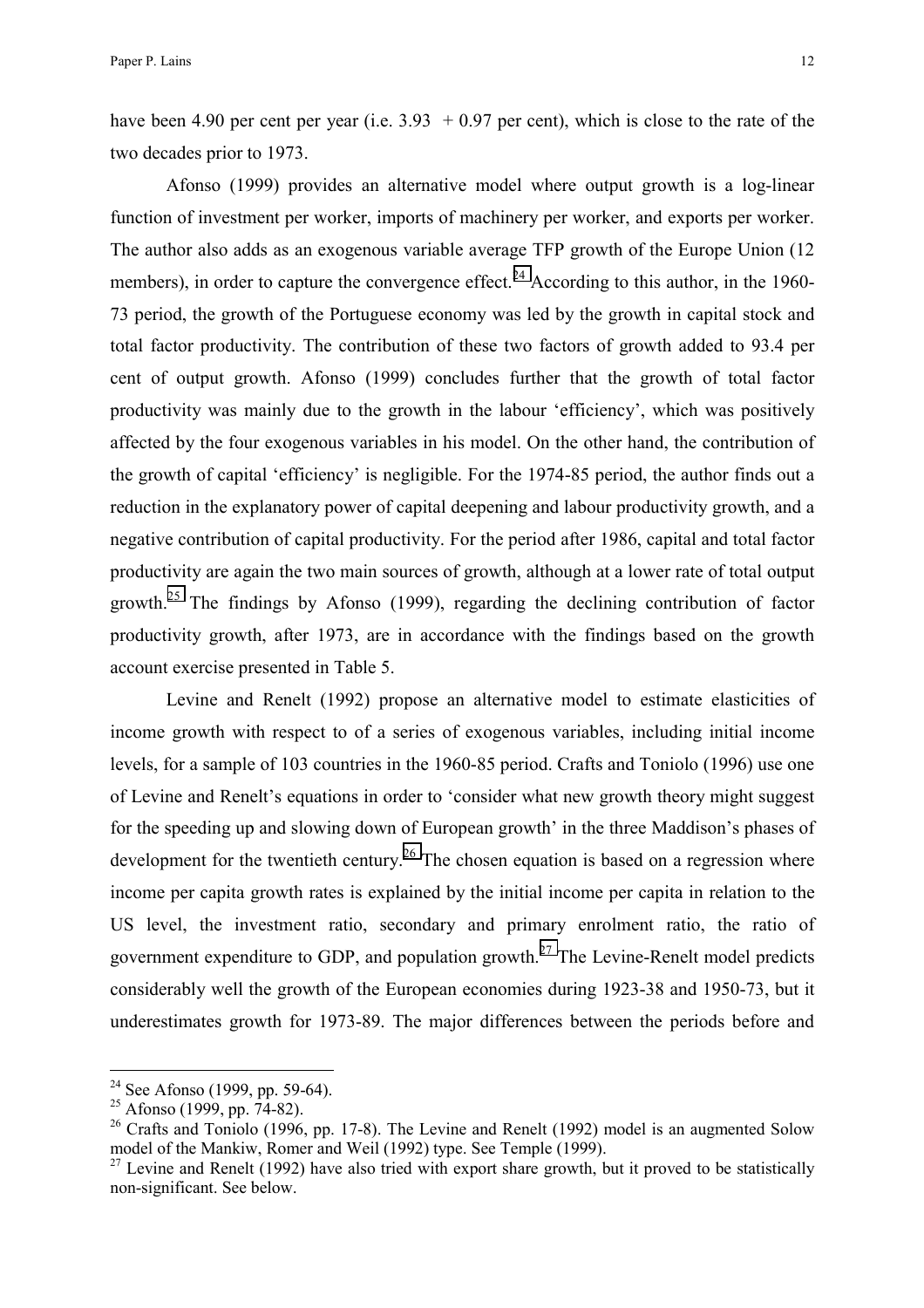have been 4.90 per cent per year (i.e. 3.93 + 0.97 per cent), which is close to the rate of the two decades prior to 1973.

Afonso (1999) provides an alternative model where output growth is a log-linear function of investment per worker, imports of machinery per worker, and exports per worker. The author also adds as an exogenous variable average TFP growth of the Europe Union (12 members), in order to capture the convergence effect.[24] According to this author, in the 1960-73 period, the growth of the Portuguese economy was led by the growth in capital stock and total factor productivity. The contribution of these two factors of growth added to 93.4 per cent of output growth. Afonso (1999) concludes further that the growth of total factor productivity was mainly due to the growth in the labour 'efficiency', which was positively affected by the four exogenous variables in his model. On the other hand, the contribution of the growth of capital 'efficiency' is negligible. For the 1974-85 period, the author finds out a reduction in the explanatory power of capital deepening and labour productivity growth, and a negative contribution of capital productivity. For the period after 1986, capital and total factor productivity are again the two main sources of growth, although at a lower rate of total output growth.[25] The findings by Afonso (1999), regarding the declining contribution of factor productivity growth, after 1973, are in accordance with the findings based on the growth account exercise presented in Table 5.

Levine and Renelt (1992) propose an alternative model to estimate elasticities of income growth with respect to of a series of exogenous variables, including initial income levels, for a sample of 103 countries in the 1960-85 period. Crafts and Toniolo (1996) use one of Levine and Renelt's equations in order to 'consider what new growth theory might suggest for the speeding up and slowing down of European growth' in the three Maddison's phases of development for the twentieth century.[26] The chosen equation is based on a regression where income per capita growth rates is explained by the initial income per capita in relation to the US level, the investment ratio, secondary and primary enrolment ratio, the ratio of government expenditure to GDP, and population growth.[27] The Levine-Renelt model predicts considerably well the growth of the European economies during 1923-38 and 1950-73, but it underestimates growth for 1973-89. The major differences between the periods before and

---

[24] See Afonso (1999, pp. 59-64).

[25] Afonso (1999, pp. 74-82).

[26] Crafts and Toniolo (1996, pp. 17-8). The Levine and Renelt (1992) model is an augmented Solow model of the Mankiw, Romer and Weil (1992) type. See Temple (1999).

[27] Levine and Renelt (1992) have also tried with export share growth, but it proved to be statistically non-significant. See below.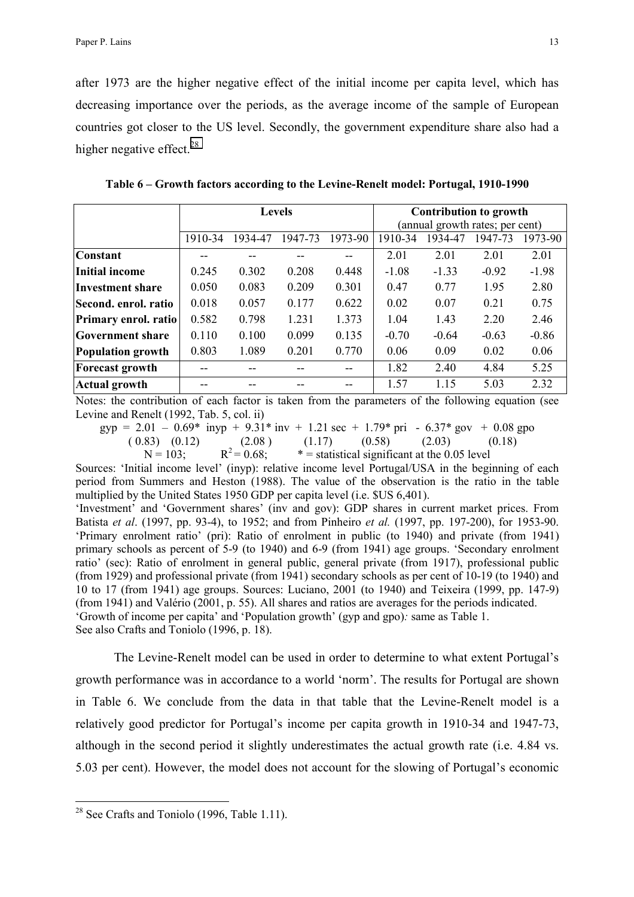after 1973 are the higher negative effect of the initial income per capita level, which has decreasing importance over the periods, as the average income of the sample of European countries got closer to the US level. Secondly, the government expenditure share also had a higher negative effect.[28]

**Table 6 – Growth factors according to the Levine-Renelt model: Portugal, 1910-1990**

| | Levels | | | | Contribution to growth (annual growth rates; per cent) | | | |
|---|---|---|---|---|---|---|---|---|
| | 1910-34 | 1934-47 | 1947-73 | 1973-90 | 1910-34 | 1934-47 | 1947-73 | 1973-90 |
| **Constant** | -- | -- | -- | -- | 2.01 | 2.01 | 2.01 | 2.01 |
| **Initial income** | 0.245 | 0.302 | 0.208 | 0.448 | -1.08 | -1.33 | -0.92 | -1.98 |
| **Investment share** | 0.050 | 0.083 | 0.209 | 0.301 | 0.47 | 0.77 | 1.95 | 2.80 |
| **Second. enrol. ratio** | 0.018 | 0.057 | 0.177 | 0.622 | 0.02 | 0.07 | 0.21 | 0.75 |
| **Primary enrol. ratio** | 0.582 | 0.798 | 1.231 | 1.373 | 1.04 | 1.43 | 2.20 | 2.46 |
| **Government share** | 0.110 | 0.100 | 0.099 | 0.135 | -0.70 | -0.64 | -0.63 | -0.86 |
| **Population growth** | 0.803 | 1.089 | 0.201 | 0.770 | 0.06 | 0.09 | 0.02 | 0.06 |
| **Forecast growth** | -- | -- | -- | -- | 1.82 | 2.40 | 4.84 | 5.25 |
| **Actual growth** | -- | -- | -- | -- | 1.57 | 1.15 | 5.03 | 2.32 |

Notes: the contribution of each factor is taken from the parameters of the following equation (see Levine and Renelt (1992, Tab. 5, col. ii)

$$gyp = 2.01 - 0.69^* \; inyp + 9.31^* \; inv + 1.21 \; sec + 1.79^* \; pri - 6.37^* \; gov + 0.08 \; gpo$$

(0.83) (0.12) (2.08) (1.17) (0.58) (2.03) (0.18)

$N = 103$; $R^2 = 0.68$; * = statistical significant at the 0.05 level

Sources: 'Initial income level' (inyp): relative income level Portugal/USA in the beginning of each period from Summers and Heston (1988). The value of the observation is the ratio in the table multiplied by the United States 1950 GDP per capita level (i.e. $US 6,401).

'Investment' and 'Government shares' (inv and gov): GDP shares in current market prices. From Batista *et al*. (1997, pp. 93-4), to 1952; and from Pinheiro *et al.* (1997, pp. 197-200), for 1953-90. 'Primary enrolment ratio' (pri): Ratio of enrolment in public (to 1940) and private (from 1941) primary schools as percent of 5-9 (to 1940) and 6-9 (from 1941) age groups. 'Secondary enrolment ratio' (sec): Ratio of enrolment in general public, general private (from 1917), professional public (from 1929) and professional private (from 1941) secondary schools as per cent of 10-19 (to 1940) and 10 to 17 (from 1941) age groups. Sources: Luciano, 2001 (to 1940) and Teixeira (1999, pp. 147-9) (from 1941) and Valério (2001, p. 55). All shares and ratios are averages for the periods indicated.

'Growth of income per capita' and 'Population growth' (gyp and gpo)*:* same as Table 1.

See also Crafts and Toniolo (1996, p. 18).

The Levine-Renelt model can be used in order to determine to what extent Portugal's growth performance was in accordance to a world 'norm'. The results for Portugal are shown in Table 6. We conclude from the data in that table that the Levine-Renelt model is a relatively good predictor for Portugal's income per capita growth in 1910-34 and 1947-73, although in the second period it slightly underestimates the actual growth rate (i.e. 4.84 vs. 5.03 per cent). However, the model does not account for the slowing of Portugal's economic

[28] See Crafts and Toniolo (1996, Table 1.11).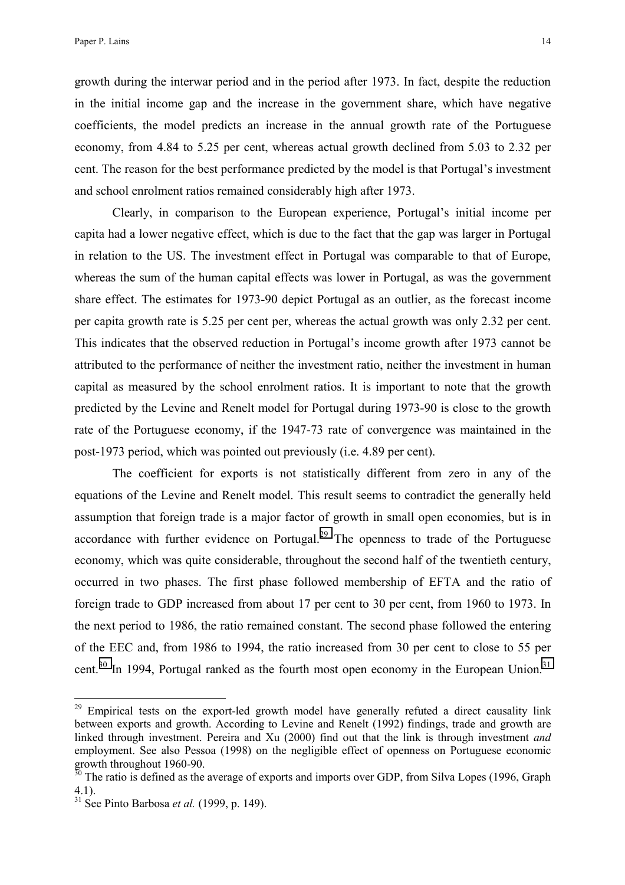growth during the interwar period and in the period after 1973. In fact, despite the reduction in the initial income gap and the increase in the government share, which have negative coefficients, the model predicts an increase in the annual growth rate of the Portuguese economy, from 4.84 to 5.25 per cent, whereas actual growth declined from 5.03 to 2.32 per cent. The reason for the best performance predicted by the model is that Portugal's investment and school enrolment ratios remained considerably high after 1973.

Clearly, in comparison to the European experience, Portugal's initial income per capita had a lower negative effect, which is due to the fact that the gap was larger in Portugal in relation to the US. The investment effect in Portugal was comparable to that of Europe, whereas the sum of the human capital effects was lower in Portugal, as was the government share effect. The estimates for 1973-90 depict Portugal as an outlier, as the forecast income per capita growth rate is 5.25 per cent per, whereas the actual growth was only 2.32 per cent. This indicates that the observed reduction in Portugal's income growth after 1973 cannot be attributed to the performance of neither the investment ratio, neither the investment in human capital as measured by the school enrolment ratios. It is important to note that the growth predicted by the Levine and Renelt model for Portugal during 1973-90 is close to the growth rate of the Portuguese economy, if the 1947-73 rate of convergence was maintained in the post-1973 period, which was pointed out previously (i.e. 4.89 per cent).

The coefficient for exports is not statistically different from zero in any of the equations of the Levine and Renelt model. This result seems to contradict the generally held assumption that foreign trade is a major factor of growth in small open economies, but is in accordance with further evidence on Portugal.[29] The openness to trade of the Portuguese economy, which was quite considerable, throughout the second half of the twentieth century, occurred in two phases. The first phase followed membership of EFTA and the ratio of foreign trade to GDP increased from about 17 per cent to 30 per cent, from 1960 to 1973. In the next period to 1986, the ratio remained constant. The second phase followed the entering of the EEC and, from 1986 to 1994, the ratio increased from 30 per cent to close to 55 per cent.[30] In 1994, Portugal ranked as the fourth most open economy in the European Union.[31]

---

[29] Empirical tests on the export-led growth model have generally refuted a direct causality link between exports and growth. According to Levine and Renelt (1992) findings, trade and growth are linked through investment. Pereira and Xu (2000) find out that the link is through investment *and* employment. See also Pessoa (1998) on the negligible effect of openness on Portuguese economic growth throughout 1960-90.

[30] The ratio is defined as the average of exports and imports over GDP, from Silva Lopes (1996, Graph 4.1).

[31] See Pinto Barbosa *et al.* (1999, p. 149).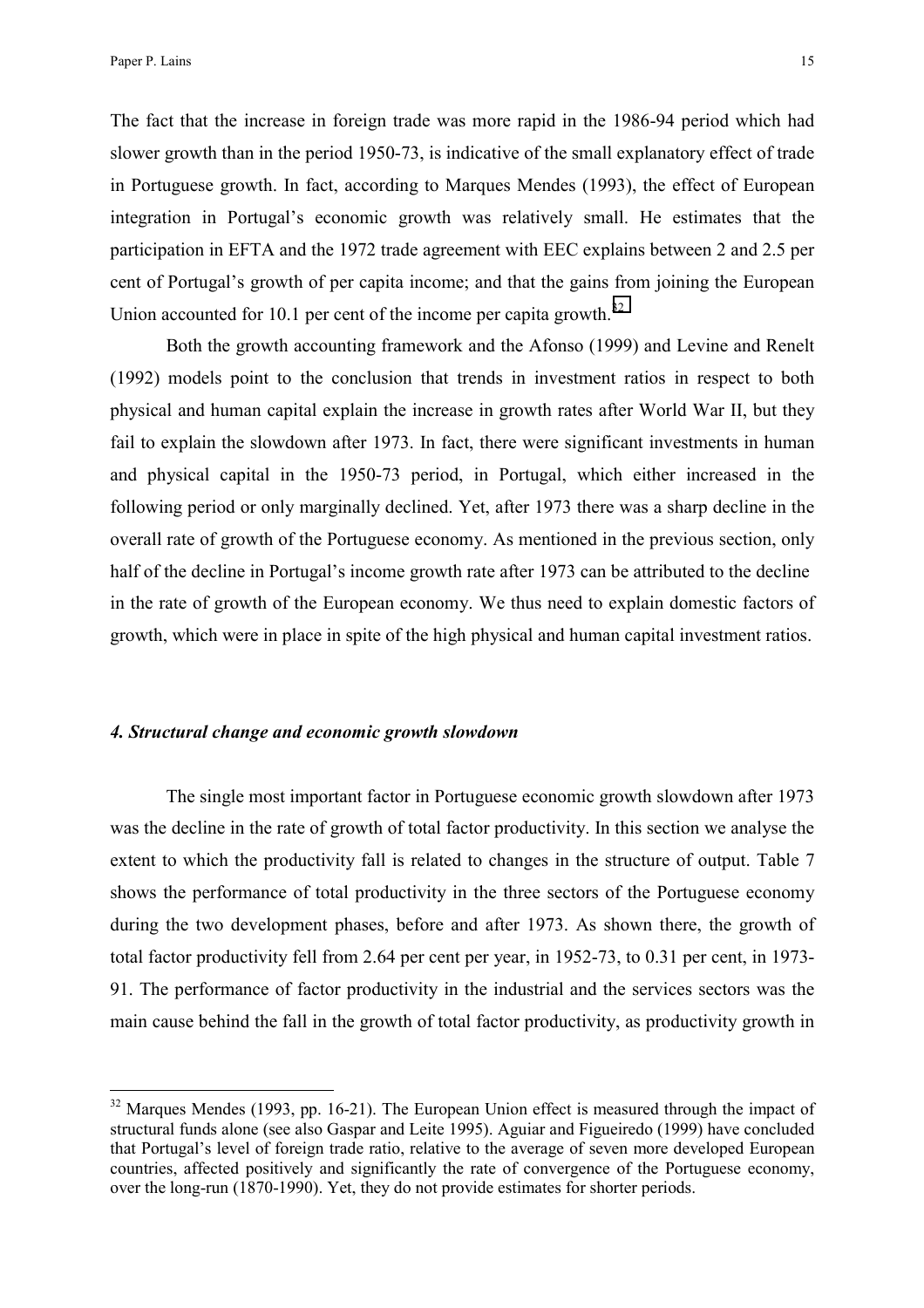The fact that the increase in foreign trade was more rapid in the 1986-94 period which had slower growth than in the period 1950-73, is indicative of the small explanatory effect of trade in Portuguese growth. In fact, according to Marques Mendes (1993), the effect of European integration in Portugal's economic growth was relatively small. He estimates that the participation in EFTA and the 1972 trade agreement with EEC explains between 2 and 2.5 per cent of Portugal's growth of per capita income; and that the gains from joining the European Union accounted for 10.1 per cent of the income per capita growth.[32]

Both the growth accounting framework and the Afonso (1999) and Levine and Renelt (1992) models point to the conclusion that trends in investment ratios in respect to both physical and human capital explain the increase in growth rates after World War II, but they fail to explain the slowdown after 1973. In fact, there were significant investments in human and physical capital in the 1950-73 period, in Portugal, which either increased in the following period or only marginally declined. Yet, after 1973 there was a sharp decline in the overall rate of growth of the Portuguese economy. As mentioned in the previous section, only half of the decline in Portugal's income growth rate after 1973 can be attributed to the decline in the rate of growth of the European economy. We thus need to explain domestic factors of growth, which were in place in spite of the high physical and human capital investment ratios.

### *4. Structural change and economic growth slowdown*

The single most important factor in Portuguese economic growth slowdown after 1973 was the decline in the rate of growth of total factor productivity. In this section we analyse the extent to which the productivity fall is related to changes in the structure of output. Table 7 shows the performance of total productivity in the three sectors of the Portuguese economy during the two development phases, before and after 1973. As shown there, the growth of total factor productivity fell from 2.64 per cent per year, in 1952-73, to 0.31 per cent, in 1973-91. The performance of factor productivity in the industrial and the services sectors was the main cause behind the fall in the growth of total factor productivity, as productivity growth in

[32] Marques Mendes (1993, pp. 16-21). The European Union effect is measured through the impact of structural funds alone (see also Gaspar and Leite 1995). Aguiar and Figueiredo (1999) have concluded that Portugal's level of foreign trade ratio, relative to the average of seven more developed European countries, affected positively and significantly the rate of convergence of the Portuguese economy, over the long-run (1870-1990). Yet, they do not provide estimates for shorter periods.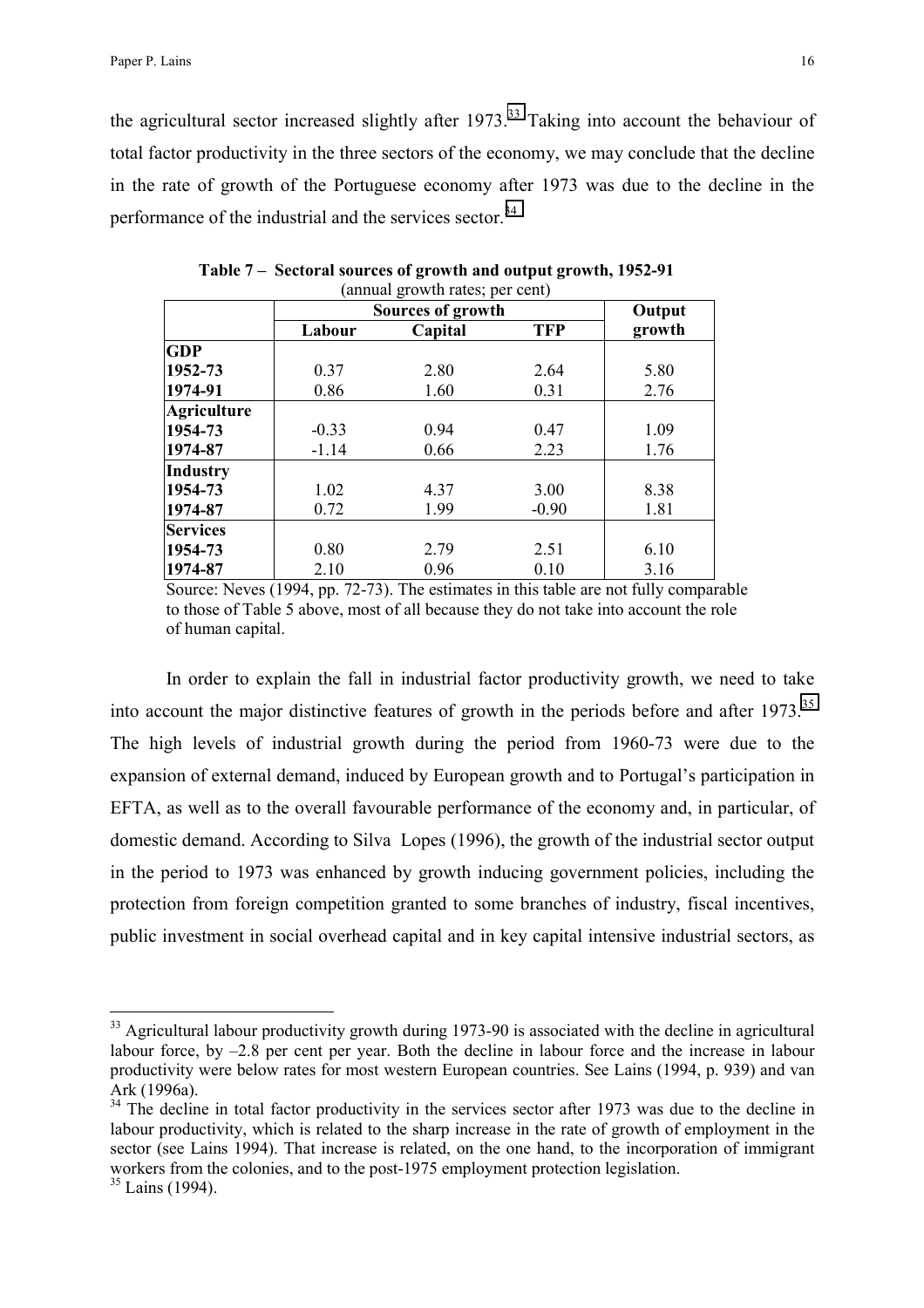the agricultural sector increased slightly after 1973.[33] Taking into account the behaviour of total factor productivity in the three sectors of the economy, we may conclude that the decline in the rate of growth of the Portuguese economy after 1973 was due to the decline in the performance of the industrial and the services sector.[34]

**Table 7 – Sectoral sources of growth and output growth, 1952-91**
(annual growth rates; per cent)

| | Sources of growth | | | Output |
|---|---|---|---|---|
| | Labour | Capital | TFP | growth |
| **GDP** | | | | |
| **1952-73** | 0.37 | 2.80 | 2.64 | 5.80 |
| **1974-91** | 0.86 | 1.60 | 0.31 | 2.76 |
| **Agriculture** | | | | |
| **1954-73** | -0.33 | 0.94 | 0.47 | 1.09 |
| **1974-87** | -1.14 | 0.66 | 2.23 | 1.76 |
| **Industry** | | | | |
| **1954-73** | 1.02 | 4.37 | 3.00 | 8.38 |
| **1974-87** | 0.72 | 1.99 | -0.90 | 1.81 |
| **Services** | | | | |
| **1954-73** | 0.80 | 2.79 | 2.51 | 6.10 |
| **1974-87** | 2.10 | 0.96 | 0.10 | 3.16 |

Source: Neves (1994, pp. 72-73). The estimates in this table are not fully comparable to those of Table 5 above, most of all because they do not take into account the role of human capital.

In order to explain the fall in industrial factor productivity growth, we need to take into account the major distinctive features of growth in the periods before and after 1973.[35] The high levels of industrial growth during the period from 1960-73 were due to the expansion of external demand, induced by European growth and to Portugal's participation in EFTA, as well as to the overall favourable performance of the economy and, in particular, of domestic demand. According to Silva Lopes (1996), the growth of the industrial sector output in the period to 1973 was enhanced by growth inducing government policies, including the protection from foreign competition granted to some branches of industry, fiscal incentives, public investment in social overhead capital and in key capital intensive industrial sectors, as

---

[33] Agricultural labour productivity growth during 1973-90 is associated with the decline in agricultural labour force, by –2.8 per cent per year. Both the decline in labour force and the increase in labour productivity were below rates for most western European countries. See Lains (1994, p. 939) and van Ark (1996a).

[34] The decline in total factor productivity in the services sector after 1973 was due to the decline in labour productivity, which is related to the sharp increase in the rate of growth of employment in the sector (see Lains 1994). That increase is related, on the one hand, to the incorporation of immigrant workers from the colonies, and to the post-1975 employment protection legislation.

[35] Lains (1994).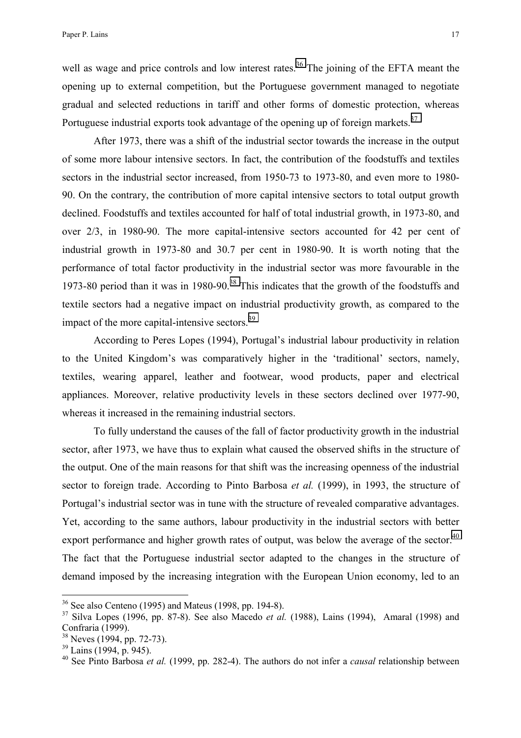well as wage and price controls and low interest rates.[36] The joining of the EFTA meant the opening up to external competition, but the Portuguese government managed to negotiate gradual and selected reductions in tariff and other forms of domestic protection, whereas Portuguese industrial exports took advantage of the opening up of foreign markets.[37]

After 1973, there was a shift of the industrial sector towards the increase in the output of some more labour intensive sectors. In fact, the contribution of the foodstuffs and textiles sectors in the industrial sector increased, from 1950-73 to 1973-80, and even more to 1980-90. On the contrary, the contribution of more capital intensive sectors to total output growth declined. Foodstuffs and textiles accounted for half of total industrial growth, in 1973-80, and over 2/3, in 1980-90. The more capital-intensive sectors accounted for 42 per cent of industrial growth in 1973-80 and 30.7 per cent in 1980-90. It is worth noting that the performance of total factor productivity in the industrial sector was more favourable in the 1973-80 period than it was in 1980-90.[38] This indicates that the growth of the foodstuffs and textile sectors had a negative impact on industrial productivity growth, as compared to the impact of the more capital-intensive sectors.[39]

According to Peres Lopes (1994), Portugal's industrial labour productivity in relation to the United Kingdom's was comparatively higher in the 'traditional' sectors, namely, textiles, wearing apparel, leather and footwear, wood products, paper and electrical appliances. Moreover, relative productivity levels in these sectors declined over 1977-90, whereas it increased in the remaining industrial sectors.

To fully understand the causes of the fall of factor productivity growth in the industrial sector, after 1973, we have thus to explain what caused the observed shifts in the structure of the output. One of the main reasons for that shift was the increasing openness of the industrial sector to foreign trade. According to Pinto Barbosa *et al.* (1999), in 1993, the structure of Portugal's industrial sector was in tune with the structure of revealed comparative advantages. Yet, according to the same authors, labour productivity in the industrial sectors with better export performance and higher growth rates of output, was below the average of the sector.[40] The fact that the Portuguese industrial sector adapted to the changes in the structure of demand imposed by the increasing integration with the European Union economy, led to an

---

[36] See also Centeno (1995) and Mateus (1998, pp. 194-8).

[37] Silva Lopes (1996, pp. 87-8). See also Macedo *et al.* (1988), Lains (1994), Amaral (1998) and Confraria (1999).

[38] Neves (1994, pp. 72-73).

[39] Lains (1994, p. 945).

[40] See Pinto Barbosa *et al.* (1999, pp. 282-4). The authors do not infer a *causal* relationship between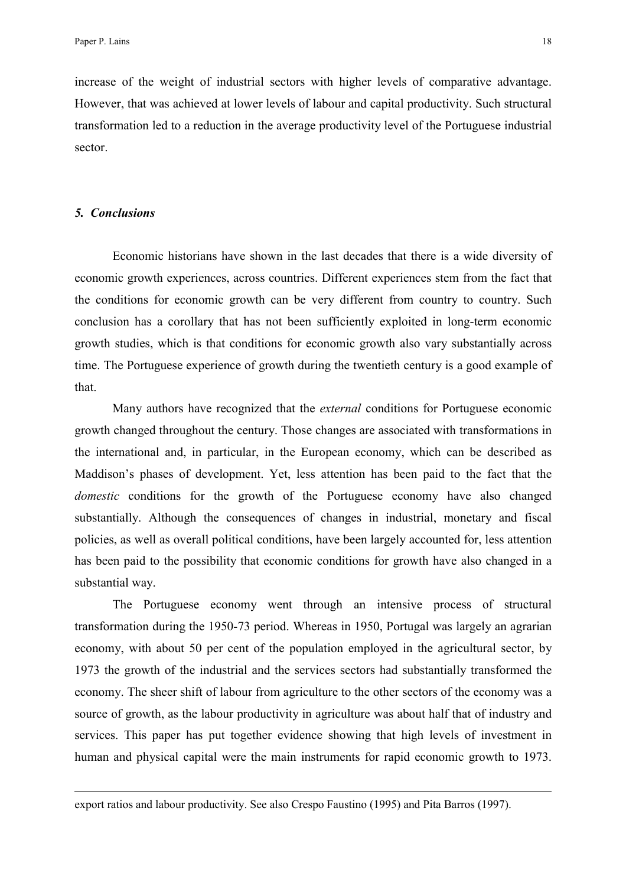increase of the weight of industrial sectors with higher levels of comparative advantage. However, that was achieved at lower levels of labour and capital productivity. Such structural transformation led to a reduction in the average productivity level of the Portuguese industrial sector.

## *5. Conclusions*

Economic historians have shown in the last decades that there is a wide diversity of economic growth experiences, across countries. Different experiences stem from the fact that the conditions for economic growth can be very different from country to country. Such conclusion has a corollary that has not been sufficiently exploited in long-term economic growth studies, which is that conditions for economic growth also vary substantially across time. The Portuguese experience of growth during the twentieth century is a good example of that.

Many authors have recognized that the *external* conditions for Portuguese economic growth changed throughout the century. Those changes are associated with transformations in the international and, in particular, in the European economy, which can be described as Maddison's phases of development. Yet, less attention has been paid to the fact that the *domestic* conditions for the growth of the Portuguese economy have also changed substantially. Although the consequences of changes in industrial, monetary and fiscal policies, as well as overall political conditions, have been largely accounted for, less attention has been paid to the possibility that economic conditions for growth have also changed in a substantial way.

The Portuguese economy went through an intensive process of structural transformation during the 1950-73 period. Whereas in 1950, Portugal was largely an agrarian economy, with about 50 per cent of the population employed in the agricultural sector, by 1973 the growth of the industrial and the services sectors had substantially transformed the economy. The sheer shift of labour from agriculture to the other sectors of the economy was a source of growth, as the labour productivity in agriculture was about half that of industry and services. This paper has put together evidence showing that high levels of investment in human and physical capital were the main instruments for rapid economic growth to 1973.

---

export ratios and labour productivity. See also Crespo Faustino (1995) and Pita Barros (1997).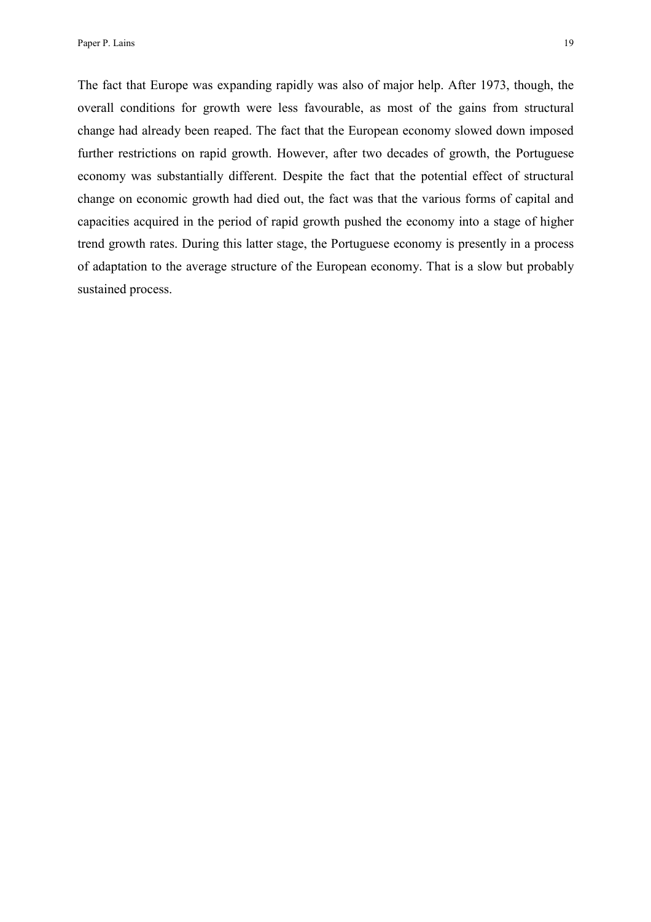The fact that Europe was expanding rapidly was also of major help. After 1973, though, the overall conditions for growth were less favourable, as most of the gains from structural change had already been reaped. The fact that the European economy slowed down imposed further restrictions on rapid growth. However, after two decades of growth, the Portuguese economy was substantially different. Despite the fact that the potential effect of structural change on economic growth had died out, the fact was that the various forms of capital and capacities acquired in the period of rapid growth pushed the economy into a stage of higher trend growth rates. During this latter stage, the Portuguese economy is presently in a process of adaptation to the average structure of the European economy. That is a slow but probably sustained process.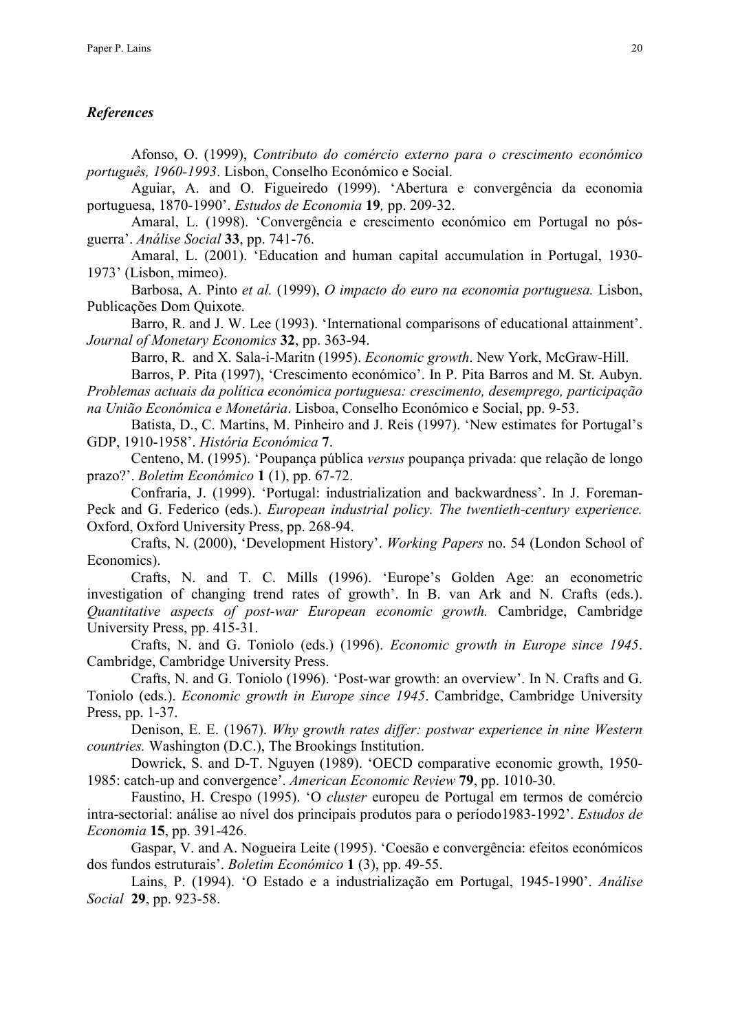### *References*

Afonso, O. (1999), *Contributo do comércio externo para o crescimento económico português, 1960-1993*. Lisbon, Conselho Económico e Social.

Aguiar, A. and O. Figueiredo (1999). 'Abertura e convergência da economia portuguesa, 1870-1990'. *Estudos de Economia* **19***,* pp. 209-32.

Amaral, L. (1998). 'Convergência e crescimento económico em Portugal no pós-guerra'. *Análise Social* **33**, pp. 741-76.

Amaral, L. (2001). 'Education and human capital accumulation in Portugal, 1930-1973' (Lisbon, mimeo).

Barbosa, A. Pinto *et al.* (1999), *O impacto do euro na economia portuguesa.* Lisbon, Publicações Dom Quixote.

Barro, R. and J. W. Lee (1993). 'International comparisons of educational attainment'. *Journal of Monetary Economics* **32**, pp. 363-94.

Barro, R. and X. Sala-i-Maritn (1995). *Economic growth*. New York, McGraw-Hill.

Barros, P. Pita (1997), 'Crescimento económico'. In P. Pita Barros and M. St. Aubyn. *Problemas actuais da política económica portuguesa: crescimento, desemprego, participação na União Económica e Monetária*. Lisboa, Conselho Económico e Social, pp. 9-53.

Batista, D., C. Martins, M. Pinheiro and J. Reis (1997). 'New estimates for Portugal's GDP, 1910-1958'. *História Económica* **7**.

Centeno, M. (1995). 'Poupança pública *versus* poupança privada: que relação de longo prazo?'. *Boletim Económico* **1** (1), pp. 67-72.

Confraria, J. (1999). 'Portugal: industrialization and backwardness'. In J. Foreman-Peck and G. Federico (eds.). *European industrial policy. The twentieth-century experience.* Oxford, Oxford University Press, pp. 268-94.

Crafts, N. (2000), 'Development History'. *Working Papers* no. 54 (London School of Economics).

Crafts, N. and T. C. Mills (1996). 'Europe's Golden Age: an econometric investigation of changing trend rates of growth'. In B. van Ark and N. Crafts (eds.). *Quantitative aspects of post-war European economic growth.* Cambridge, Cambridge University Press, pp. 415-31.

Crafts, N. and G. Toniolo (eds.) (1996). *Economic growth in Europe since 1945*. Cambridge, Cambridge University Press.

Crafts, N. and G. Toniolo (1996). 'Post-war growth: an overview'. In N. Crafts and G. Toniolo (eds.). *Economic growth in Europe since 1945*. Cambridge, Cambridge University Press, pp. 1-37.

Denison, E. E. (1967). *Why growth rates differ: postwar experience in nine Western countries.* Washington (D.C.), The Brookings Institution.

Dowrick, S. and D-T. Nguyen (1989). 'OECD comparative economic growth, 1950-1985: catch-up and convergence'. *American Economic Review* **79**, pp. 1010-30.

Faustino, H. Crespo (1995). 'O *cluster* europeu de Portugal em termos de comércio intra-sectorial: análise ao nível dos principais produtos para o período1983-1992'. *Estudos de Economia* **15**, pp. 391-426.

Gaspar, V. and A. Nogueira Leite (1995). 'Coesão e convergência: efeitos económicos dos fundos estruturais'. *Boletim Económico* **1** (3), pp. 49-55.

Lains, P. (1994). 'O Estado e a industrialização em Portugal, 1945-1990'. *Análise Social* **29**, pp. 923-58.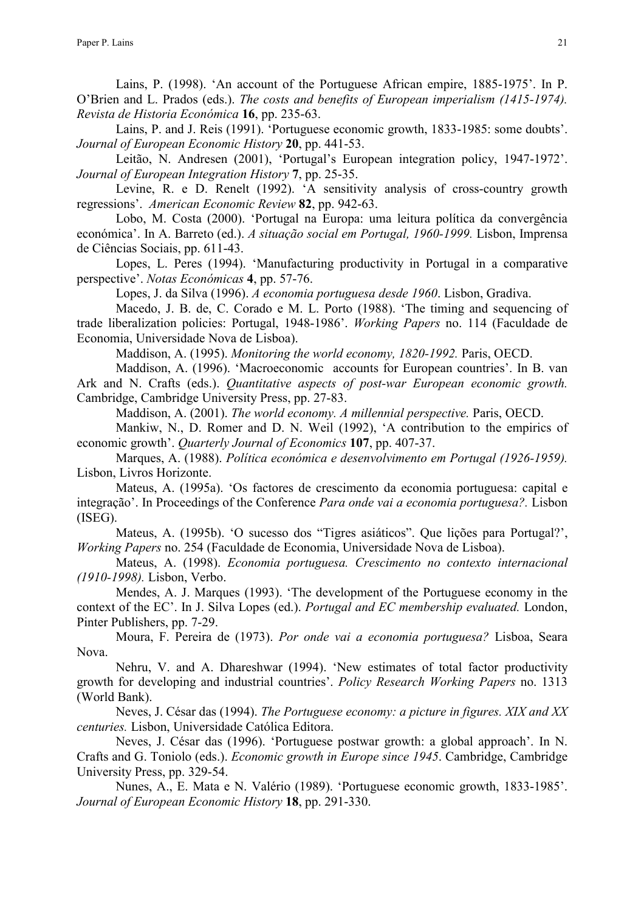Lains, P. (1998). 'An account of the Portuguese African empire, 1885-1975'. In P. O'Brien and L. Prados (eds.). *The costs and benefits of European imperialism (1415-1974). Revista de Historia Económica* **16**, pp. 235-63.

Lains, P. and J. Reis (1991). 'Portuguese economic growth, 1833-1985: some doubts'. *Journal of European Economic History* **20**, pp. 441-53.

Leitão, N. Andresen (2001), 'Portugal's European integration policy, 1947-1972'. *Journal of European Integration History* **7**, pp. 25-35.

Levine, R. e D. Renelt (1992). 'A sensitivity analysis of cross-country growth regressions'. *American Economic Review* **82**, pp. 942-63.

Lobo, M. Costa (2000). 'Portugal na Europa: uma leitura política da convergência económica'. In A. Barreto (ed.). *A situação social em Portugal, 1960-1999.* Lisbon, Imprensa de Ciências Sociais, pp. 611-43.

Lopes, L. Peres (1994). 'Manufacturing productivity in Portugal in a comparative perspective'. *Notas Económicas* **4**, pp. 57-76.

Lopes, J. da Silva (1996). *A economia portuguesa desde 1960*. Lisbon, Gradiva.

Macedo, J. B. de, C. Corado e M. L. Porto (1988). 'The timing and sequencing of trade liberalization policies: Portugal, 1948-1986'. *Working Papers* no. 114 (Faculdade de Economia, Universidade Nova de Lisboa).

Maddison, A. (1995). *Monitoring the world economy, 1820-1992.* Paris, OECD.

Maddison, A. (1996). 'Macroeconomic accounts for European countries'. In B. van Ark and N. Crafts (eds.). *Quantitative aspects of post-war European economic growth.* Cambridge, Cambridge University Press, pp. 27-83.

Maddison, A. (2001). *The world economy. A millennial perspective.* Paris, OECD.

Mankiw, N., D. Romer and D. N. Weil (1992), 'A contribution to the empirics of economic growth'. *Quarterly Journal of Economics* **107**, pp. 407-37.

Marques, A. (1988). *Política económica e desenvolvimento em Portugal (1926-1959).* Lisbon, Livros Horizonte.

Mateus, A. (1995a). 'Os factores de crescimento da economia portuguesa: capital e integração'. In Proceedings of the Conference *Para onde vai a economia portuguesa?.* Lisbon (ISEG).

Mateus, A. (1995b). 'O sucesso dos "Tigres asiáticos". Que lições para Portugal?', *Working Papers* no. 254 (Faculdade de Economia, Universidade Nova de Lisboa).

Mateus, A. (1998). *Economia portuguesa. Crescimento no contexto internacional (1910-1998).* Lisbon, Verbo.

Mendes, A. J. Marques (1993). 'The development of the Portuguese economy in the context of the EC'. In J. Silva Lopes (ed.). *Portugal and EC membership evaluated.* London, Pinter Publishers, pp. 7-29.

Moura, F. Pereira de (1973). *Por onde vai a economia portuguesa?* Lisboa, Seara Nova.

Nehru, V. and A. Dhareshwar (1994). 'New estimates of total factor productivity growth for developing and industrial countries'. *Policy Research Working Papers* no. 1313 (World Bank).

Neves, J. César das (1994). *The Portuguese economy: a picture in figures. XIX and XX centuries.* Lisbon, Universidade Católica Editora.

Neves, J. César das (1996). 'Portuguese postwar growth: a global approach'. In N. Crafts and G. Toniolo (eds.). *Economic growth in Europe since 1945*. Cambridge, Cambridge University Press, pp. 329-54.

Nunes, A., E. Mata e N. Valério (1989). 'Portuguese economic growth, 1833-1985'. *Journal of European Economic History* **18**, pp. 291-330.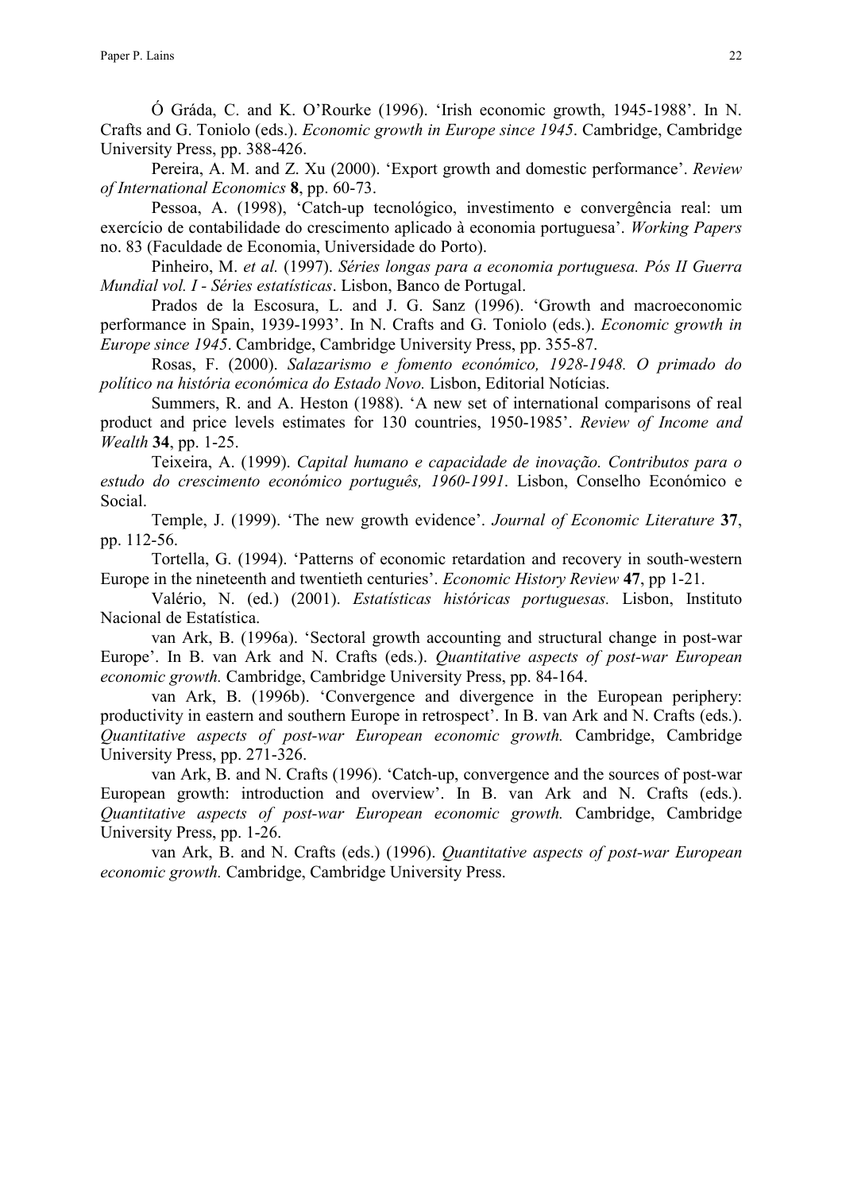Ó Gráda, C. and K. O'Rourke (1996). 'Irish economic growth, 1945-1988'. In N. Crafts and G. Toniolo (eds.). *Economic growth in Europe since 1945*. Cambridge, Cambridge University Press, pp. 388-426.

Pereira, A. M. and Z. Xu (2000). 'Export growth and domestic performance'. *Review of International Economics* **8**, pp. 60-73.

Pessoa, A. (1998), 'Catch-up tecnológico, investimento e convergência real: um exercício de contabilidade do crescimento aplicado à economia portuguesa'. *Working Papers* no. 83 (Faculdade de Economia, Universidade do Porto).

Pinheiro, M. *et al.* (1997). *Séries longas para a economia portuguesa. Pós II Guerra Mundial vol. I - Séries estatísticas*. Lisbon, Banco de Portugal.

Prados de la Escosura, L. and J. G. Sanz (1996). 'Growth and macroeconomic performance in Spain, 1939-1993'. In N. Crafts and G. Toniolo (eds.). *Economic growth in Europe since 1945*. Cambridge, Cambridge University Press, pp. 355-87.

Rosas, F. (2000). *Salazarismo e fomento económico, 1928-1948. O primado do político na história económica do Estado Novo.* Lisbon, Editorial Notícias.

Summers, R. and A. Heston (1988). 'A new set of international comparisons of real product and price levels estimates for 130 countries, 1950-1985'. *Review of Income and Wealth* **34**, pp. 1-25.

Teixeira, A. (1999). *Capital humano e capacidade de inovação. Contributos para o estudo do crescimento económico português, 1960-1991*. Lisbon, Conselho Económico e Social.

Temple, J. (1999). 'The new growth evidence'. *Journal of Economic Literature* **37**, pp. 112-56.

Tortella, G. (1994). 'Patterns of economic retardation and recovery in south-western Europe in the nineteenth and twentieth centuries'. *Economic History Review* **47**, pp 1-21.

Valério, N. (ed.) (2001). *Estatísticas históricas portuguesas.* Lisbon, Instituto Nacional de Estatística.

van Ark, B. (1996a). 'Sectoral growth accounting and structural change in post-war Europe'. In B. van Ark and N. Crafts (eds.). *Quantitative aspects of post-war European economic growth.* Cambridge, Cambridge University Press, pp. 84-164.

van Ark, B. (1996b). 'Convergence and divergence in the European periphery: productivity in eastern and southern Europe in retrospect'. In B. van Ark and N. Crafts (eds.). *Quantitative aspects of post-war European economic growth.* Cambridge, Cambridge University Press, pp. 271-326.

van Ark, B. and N. Crafts (1996). 'Catch-up, convergence and the sources of post-war European growth: introduction and overview'. In B. van Ark and N. Crafts (eds.). *Quantitative aspects of post-war European economic growth.* Cambridge, Cambridge University Press, pp. 1-26.

van Ark, B. and N. Crafts (eds.) (1996). *Quantitative aspects of post-war European economic growth.* Cambridge, Cambridge University Press.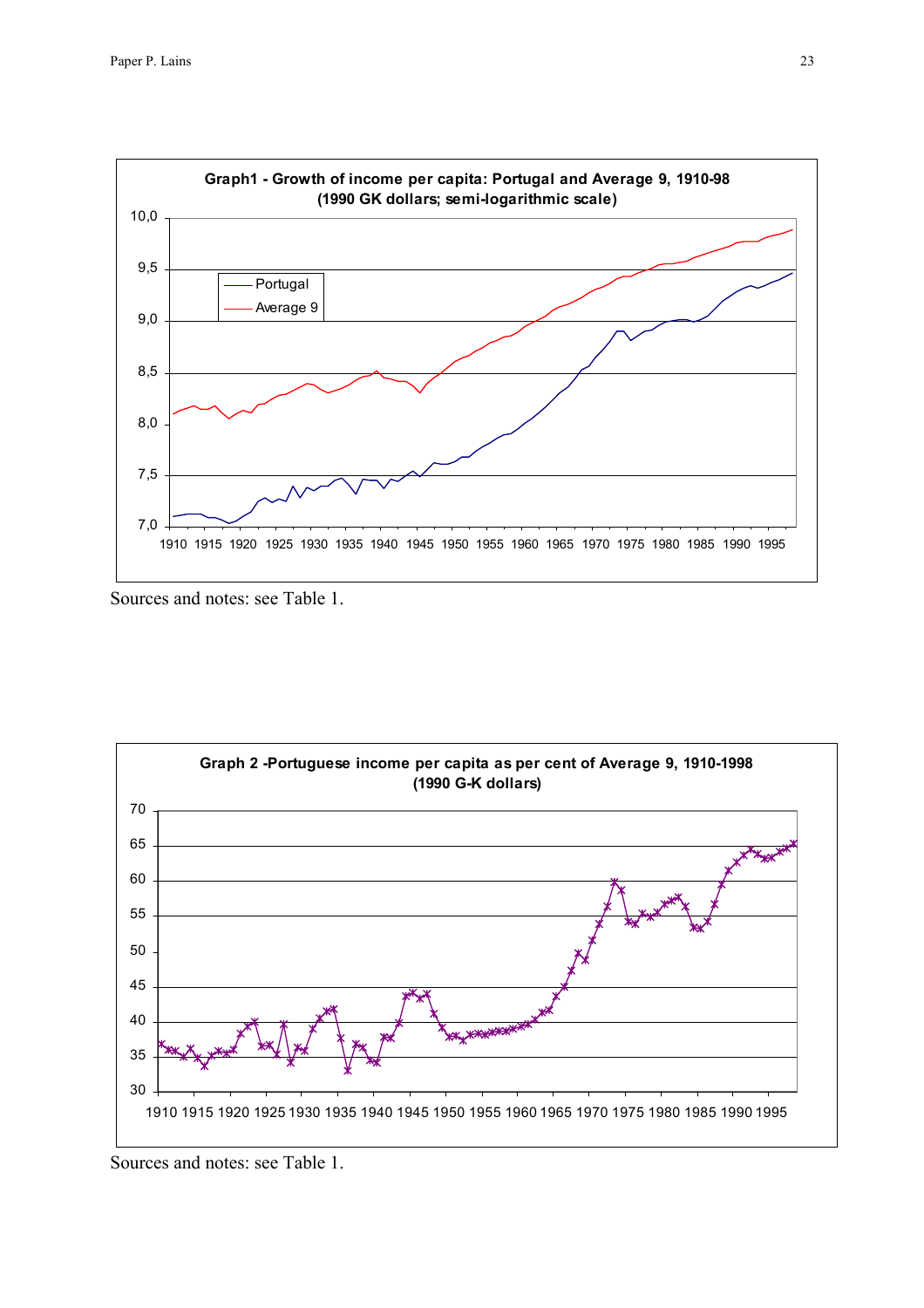**Graph1 - Growth of income per capita: Portugal and Average 9, 1910-98**
**(1990 GK dollars; semi-logarithmic scale)**

10,0
9,5
9,0
8,5
8,0
7,5
7,0

1910 1915 1920 1925 1930 1935 1940 1945 1950 1955 1960 1965 1970 1975 1980 1985 1990 1995

Portugal
Average 9

Sources and notes: see Table 1.

**Graph 2 -Portuguese income per capita as per cent of Average 9, 1910-1998**
**(1990 G-K dollars)**

70
65
60
55
50
45
40
35
30

1910 1915 1920 1925 1930 1935 1940 1945 1950 1955 1960 1965 1970 1975 1980 1985 1990 1995

Sources and notes: see Table 1.